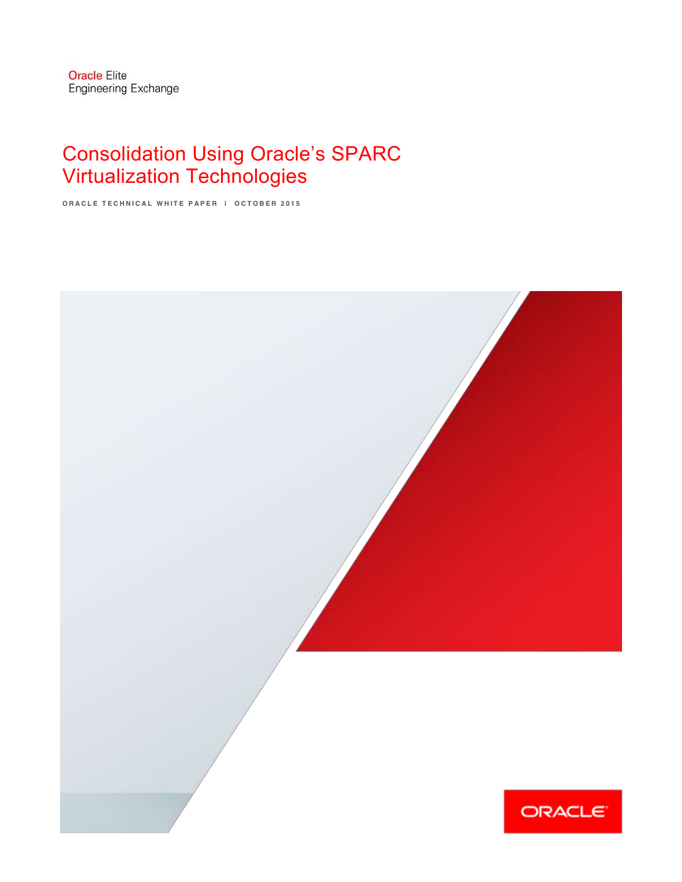Oracle Elite
Engineering Exchange

# Consolidation Using Oracle's SPARC Virtualization Technologies

ORACLE TECHNICAL WHITE PAPER | OCTOBER 2015

ORACLE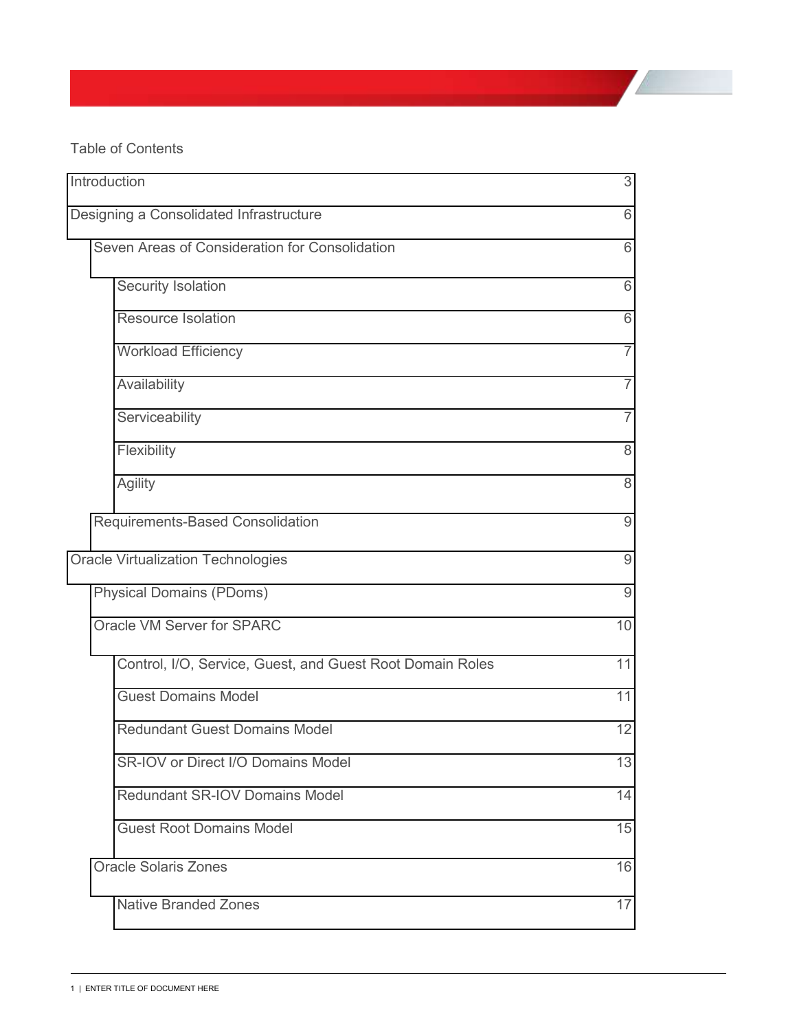Table of Contents

| Section | Page |
| --- | --- |
| Introduction | 3 |
| Designing a Consolidated Infrastructure | 6 |
| Seven Areas of Consideration for Consolidation | 6 |
| Security Isolation | 6 |
| Resource Isolation | 6 |
| Workload Efficiency | 7 |
| Availability | 7 |
| Serviceability | 7 |
| Flexibility | 8 |
| Agility | 8 |
| Requirements-Based Consolidation | 9 |
| Oracle Virtualization Technologies | 9 |
| Physical Domains (PDoms) | 9 |
| Oracle VM Server for SPARC | 10 |
| Control, I/O, Service, Guest, and Guest Root Domain Roles | 11 |
| Guest Domains Model | 11 |
| Redundant Guest Domains Model | 12 |
| SR-IOV or Direct I/O Domains Model | 13 |
| Redundant SR-IOV Domains Model | 14 |
| Guest Root Domains Model | 15 |
| Oracle Solaris Zones | 16 |
| Native Branded Zones | 17 |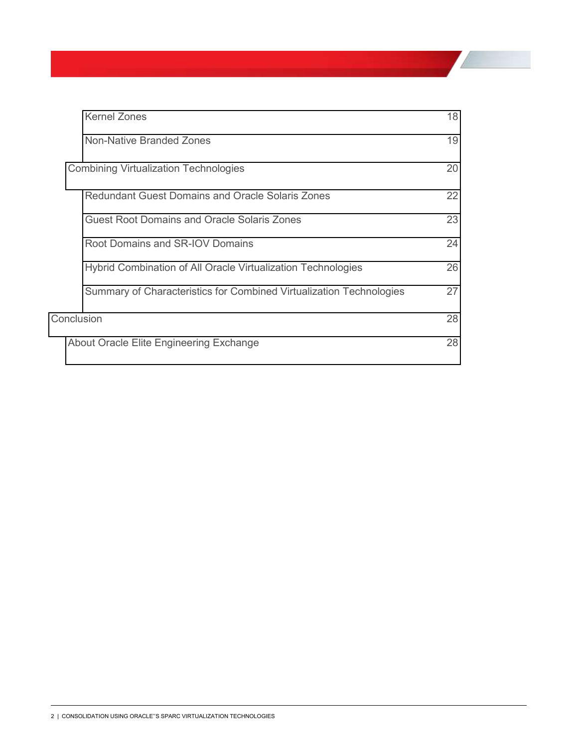| | |
|---|---|
| Kernel Zones | 18 |
| Non-Native Branded Zones | 19 |
| Combining Virtualization Technologies | 20 |
| Redundant Guest Domains and Oracle Solaris Zones | 22 |
| Guest Root Domains and Oracle Solaris Zones | 23 |
| Root Domains and SR-IOV Domains | 24 |
| Hybrid Combination of All Oracle Virtualization Technologies | 26 |
| Summary of Characteristics for Combined Virtualization Technologies | 27 |
| Conclusion | 28 |
| About Oracle Elite Engineering Exchange | 28 |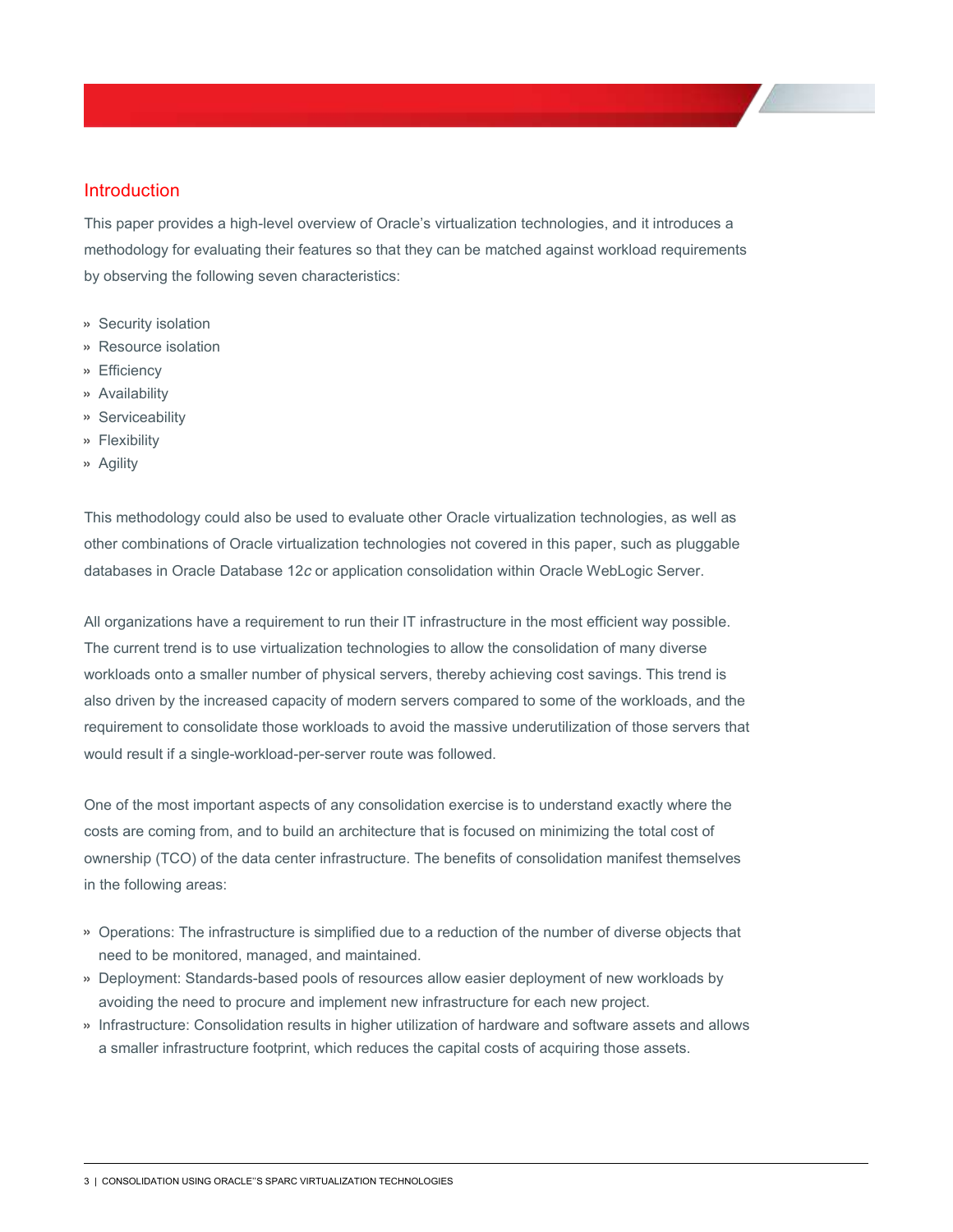## Introduction

This paper provides a high-level overview of Oracle's virtualization technologies, and it introduces a methodology for evaluating their features so that they can be matched against workload requirements by observing the following seven characteristics:

- Security isolation
- Resource isolation
- Efficiency
- Availability
- Serviceability
- Flexibility
- Agility

This methodology could also be used to evaluate other Oracle virtualization technologies, as well as other combinations of Oracle virtualization technologies not covered in this paper, such as pluggable databases in Oracle Database 12*c* or application consolidation within Oracle WebLogic Server.

All organizations have a requirement to run their IT infrastructure in the most efficient way possible. The current trend is to use virtualization technologies to allow the consolidation of many diverse workloads onto a smaller number of physical servers, thereby achieving cost savings. This trend is also driven by the increased capacity of modern servers compared to some of the workloads, and the requirement to consolidate those workloads to avoid the massive underutilization of those servers that would result if a single-workload-per-server route was followed.

One of the most important aspects of any consolidation exercise is to understand exactly where the costs are coming from, and to build an architecture that is focused on minimizing the total cost of ownership (TCO) of the data center infrastructure. The benefits of consolidation manifest themselves in the following areas:

- Operations: The infrastructure is simplified due to a reduction of the number of diverse objects that need to be monitored, managed, and maintained.
- Deployment: Standards-based pools of resources allow easier deployment of new workloads by avoiding the need to procure and implement new infrastructure for each new project.
- Infrastructure: Consolidation results in higher utilization of hardware and software assets and allows a smaller infrastructure footprint, which reduces the capital costs of acquiring those assets.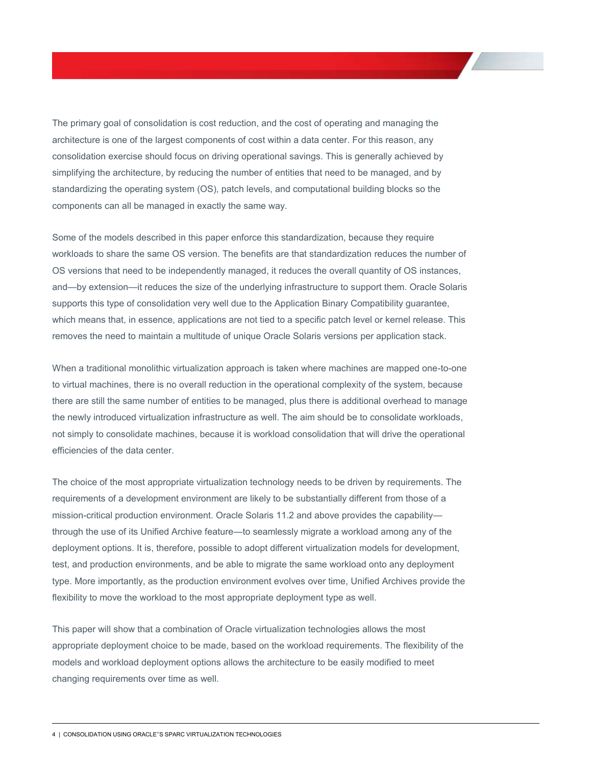The primary goal of consolidation is cost reduction, and the cost of operating and managing the architecture is one of the largest components of cost within a data center. For this reason, any consolidation exercise should focus on driving operational savings. This is generally achieved by simplifying the architecture, by reducing the number of entities that need to be managed, and by standardizing the operating system (OS), patch levels, and computational building blocks so the components can all be managed in exactly the same way.

Some of the models described in this paper enforce this standardization, because they require workloads to share the same OS version. The benefits are that standardization reduces the number of OS versions that need to be independently managed, it reduces the overall quantity of OS instances, and—by extension—it reduces the size of the underlying infrastructure to support them. Oracle Solaris supports this type of consolidation very well due to the Application Binary Compatibility guarantee, which means that, in essence, applications are not tied to a specific patch level or kernel release. This removes the need to maintain a multitude of unique Oracle Solaris versions per application stack.

When a traditional monolithic virtualization approach is taken where machines are mapped one-to-one to virtual machines, there is no overall reduction in the operational complexity of the system, because there are still the same number of entities to be managed, plus there is additional overhead to manage the newly introduced virtualization infrastructure as well. The aim should be to consolidate workloads, not simply to consolidate machines, because it is workload consolidation that will drive the operational efficiencies of the data center.

The choice of the most appropriate virtualization technology needs to be driven by requirements. The requirements of a development environment are likely to be substantially different from those of a mission-critical production environment. Oracle Solaris 11.2 and above provides the capability—through the use of its Unified Archive feature—to seamlessly migrate a workload among any of the deployment options. It is, therefore, possible to adopt different virtualization models for development, test, and production environments, and be able to migrate the same workload onto any deployment type. More importantly, as the production environment evolves over time, Unified Archives provide the flexibility to move the workload to the most appropriate deployment type as well.

This paper will show that a combination of Oracle virtualization technologies allows the most appropriate deployment choice to be made, based on the workload requirements. The flexibility of the models and workload deployment options allows the architecture to be easily modified to meet changing requirements over time as well.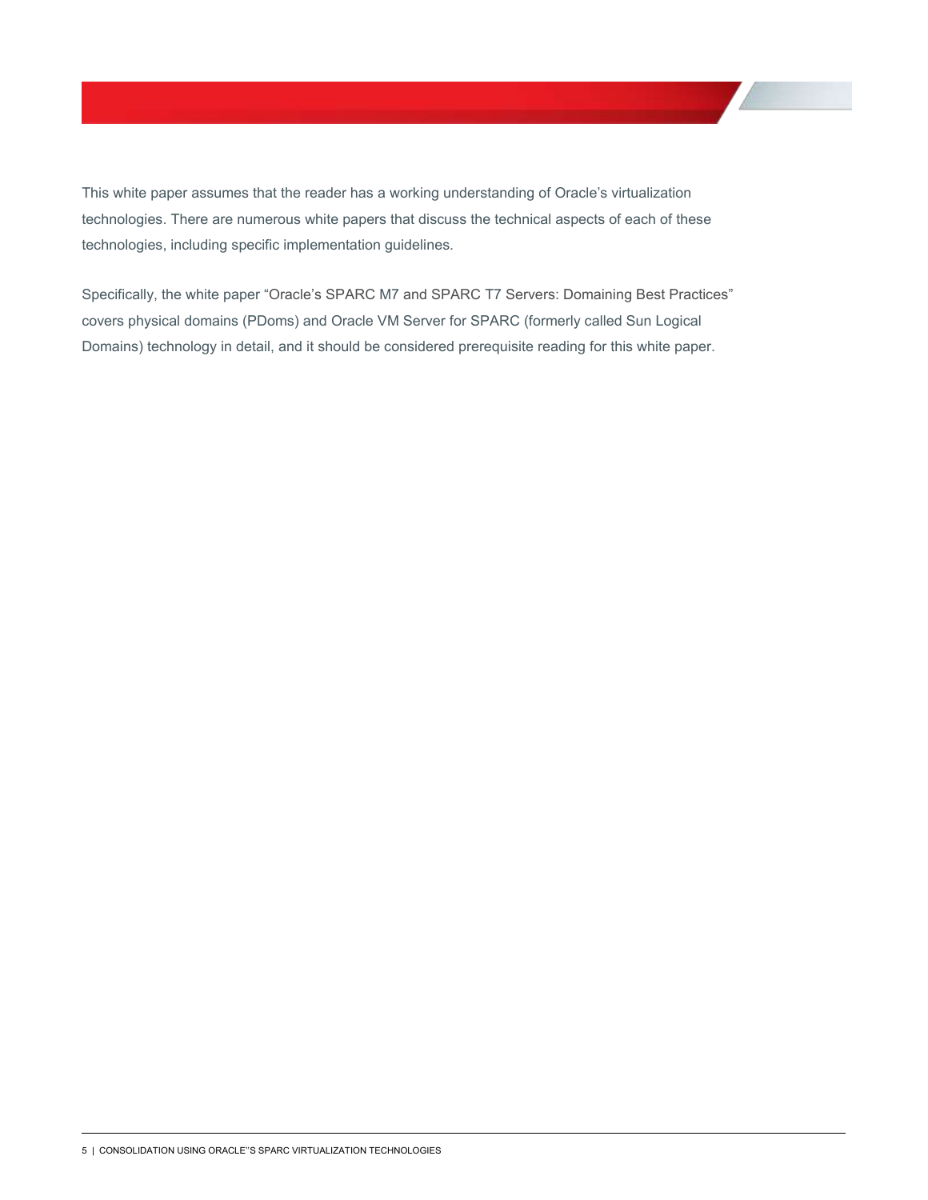This white paper assumes that the reader has a working understanding of Oracle's virtualization technologies. There are numerous white papers that discuss the technical aspects of each of these technologies, including specific implementation guidelines.

Specifically, the white paper "Oracle's SPARC M7 and SPARC T7 Servers: Domaining Best Practices" covers physical domains (PDoms) and Oracle VM Server for SPARC (formerly called Sun Logical Domains) technology in detail, and it should be considered prerequisite reading for this white paper.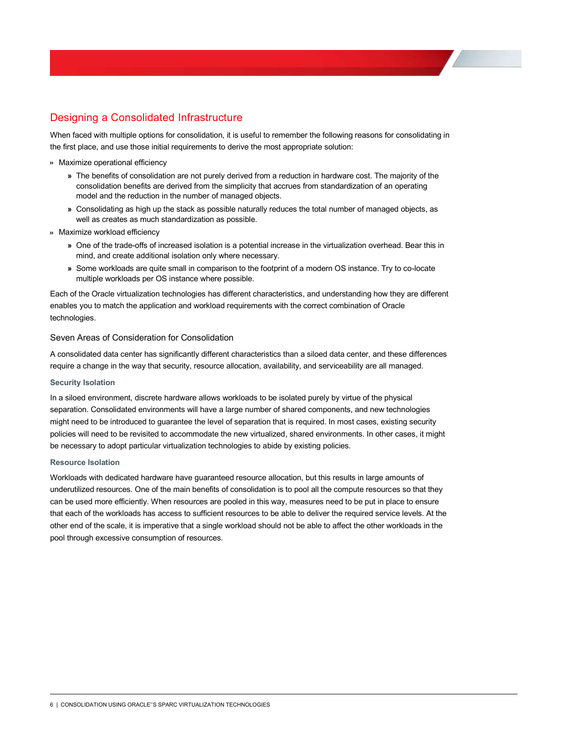## Designing a Consolidated Infrastructure

When faced with multiple options for consolidation, it is useful to remember the following reasons for consolidating in the first place, and use those initial requirements to derive the most appropriate solution:

- Maximize operational efficiency
  - The benefits of consolidation are not purely derived from a reduction in hardware cost. The majority of the consolidation benefits are derived from the simplicity that accrues from standardization of an operating model and the reduction in the number of managed objects.
  - Consolidating as high up the stack as possible naturally reduces the total number of managed objects, as well as creates as much standardization as possible.
- Maximize workload efficiency
  - One of the trade-offs of increased isolation is a potential increase in the virtualization overhead. Bear this in mind, and create additional isolation only where necessary.
  - Some workloads are quite small in comparison to the footprint of a modern OS instance. Try to co-locate multiple workloads per OS instance where possible.

Each of the Oracle virtualization technologies has different characteristics, and understanding how they are different enables you to match the application and workload requirements with the correct combination of Oracle technologies.

### Seven Areas of Consideration for Consolidation

A consolidated data center has significantly different characteristics than a siloed data center, and these differences require a change in the way that security, resource allocation, availability, and serviceability are all managed.

#### Security Isolation

In a siloed environment, discrete hardware allows workloads to be isolated purely by virtue of the physical separation. Consolidated environments will have a large number of shared components, and new technologies might need to be introduced to guarantee the level of separation that is required. In most cases, existing security policies will need to be revisited to accommodate the new virtualized, shared environments. In other cases, it might be necessary to adopt particular virtualization technologies to abide by existing policies.

#### Resource Isolation

Workloads with dedicated hardware have guaranteed resource allocation, but this results in large amounts of underutilized resources. One of the main benefits of consolidation is to pool all the compute resources so that they can be used more efficiently. When resources are pooled in this way, measures need to be put in place to ensure that each of the workloads has access to sufficient resources to be able to deliver the required service levels. At the other end of the scale, it is imperative that a single workload should not be able to affect the other workloads in the pool through excessive consumption of resources.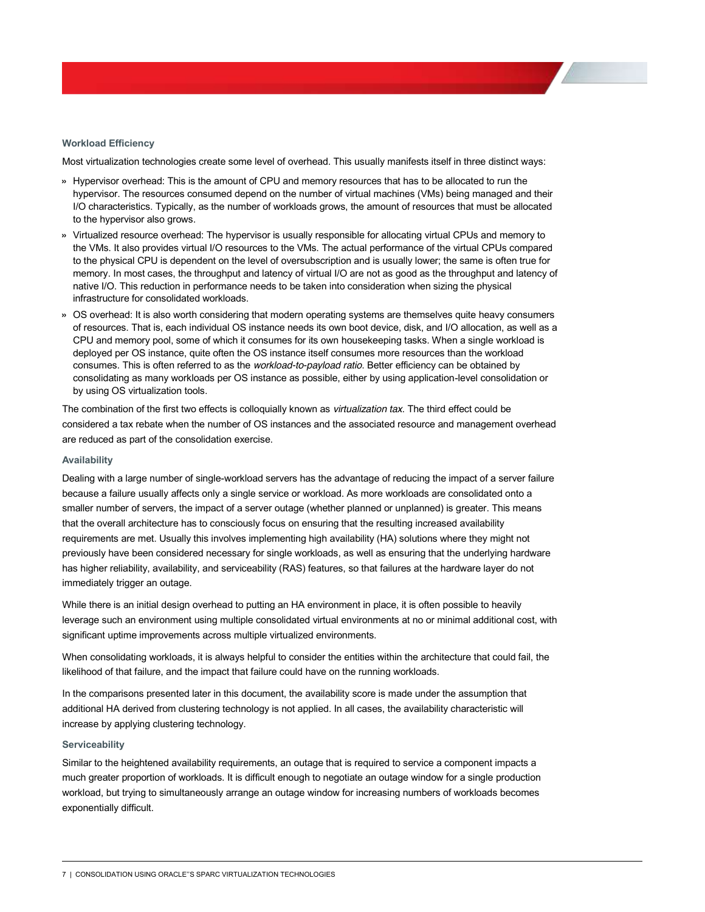### Workload Efficiency

Most virtualization technologies create some level of overhead. This usually manifests itself in three distinct ways:

- Hypervisor overhead: This is the amount of CPU and memory resources that has to be allocated to run the hypervisor. The resources consumed depend on the number of virtual machines (VMs) being managed and their I/O characteristics. Typically, as the number of workloads grows, the amount of resources that must be allocated to the hypervisor also grows.
- Virtualized resource overhead: The hypervisor is usually responsible for allocating virtual CPUs and memory to the VMs. It also provides virtual I/O resources to the VMs. The actual performance of the virtual CPUs compared to the physical CPU is dependent on the level of oversubscription and is usually lower; the same is often true for memory. In most cases, the throughput and latency of virtual I/O are not as good as the throughput and latency of native I/O. This reduction in performance needs to be taken into consideration when sizing the physical infrastructure for consolidated workloads.
- OS overhead: It is also worth considering that modern operating systems are themselves quite heavy consumers of resources. That is, each individual OS instance needs its own boot device, disk, and I/O allocation, as well as a CPU and memory pool, some of which it consumes for its own housekeeping tasks. When a single workload is deployed per OS instance, quite often the OS instance itself consumes more resources than the workload consumes. This is often referred to as the *workload-to-payload ratio*. Better efficiency can be obtained by consolidating as many workloads per OS instance as possible, either by using application-level consolidation or by using OS virtualization tools.

The combination of the first two effects is colloquially known as *virtualization tax*. The third effect could be considered a tax rebate when the number of OS instances and the associated resource and management overhead are reduced as part of the consolidation exercise.

### Availability

Dealing with a large number of single-workload servers has the advantage of reducing the impact of a server failure because a failure usually affects only a single service or workload. As more workloads are consolidated onto a smaller number of servers, the impact of a server outage (whether planned or unplanned) is greater. This means that the overall architecture has to consciously focus on ensuring that the resulting increased availability requirements are met. Usually this involves implementing high availability (HA) solutions where they might not previously have been considered necessary for single workloads, as well as ensuring that the underlying hardware has higher reliability, availability, and serviceability (RAS) features, so that failures at the hardware layer do not immediately trigger an outage.

While there is an initial design overhead to putting an HA environment in place, it is often possible to heavily leverage such an environment using multiple consolidated virtual environments at no or minimal additional cost, with significant uptime improvements across multiple virtualized environments.

When consolidating workloads, it is always helpful to consider the entities within the architecture that could fail, the likelihood of that failure, and the impact that failure could have on the running workloads.

In the comparisons presented later in this document, the availability score is made under the assumption that additional HA derived from clustering technology is not applied. In all cases, the availability characteristic will increase by applying clustering technology.

### Serviceability

Similar to the heightened availability requirements, an outage that is required to service a component impacts a much greater proportion of workloads. It is difficult enough to negotiate an outage window for a single production workload, but trying to simultaneously arrange an outage window for increasing numbers of workloads becomes exponentially difficult.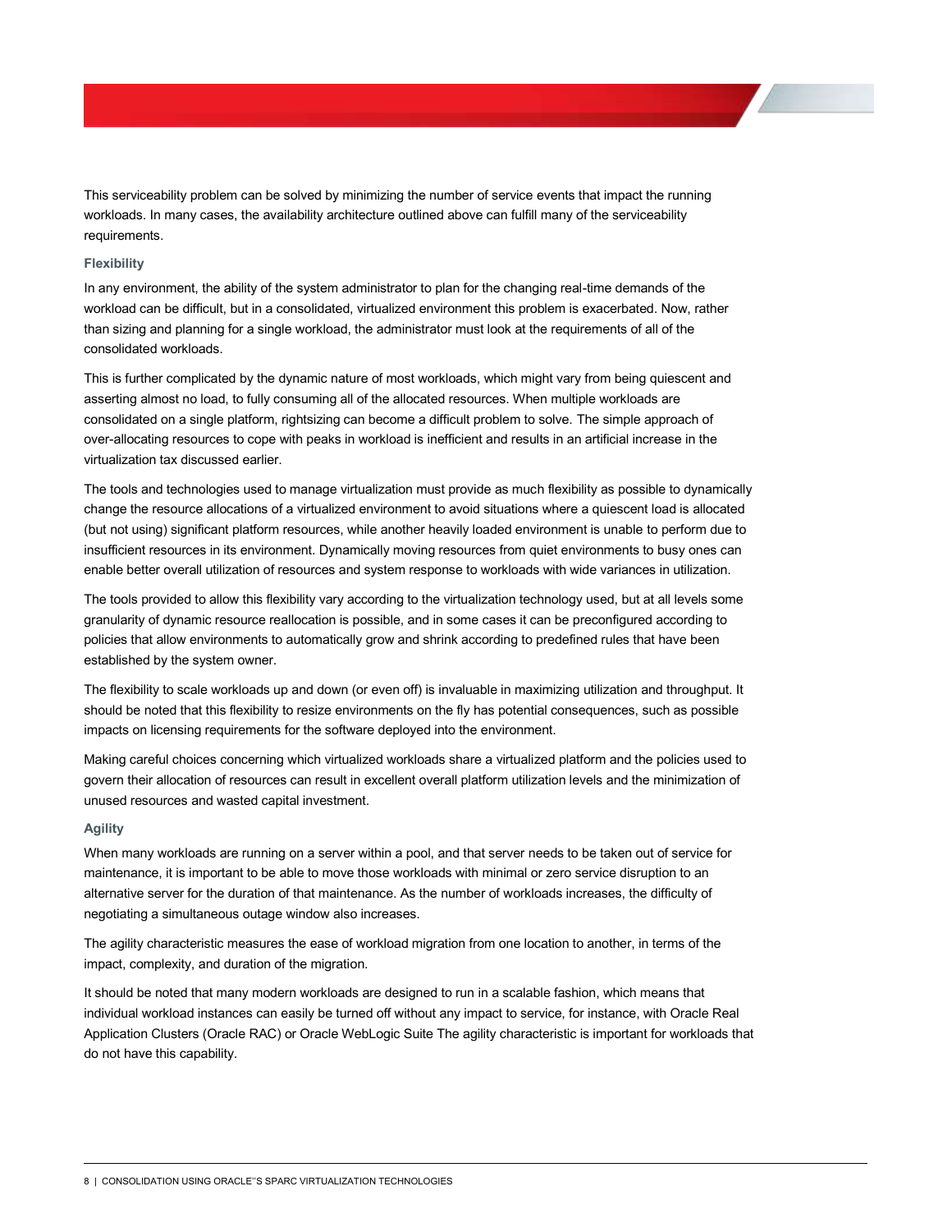This serviceability problem can be solved by minimizing the number of service events that impact the running workloads. In many cases, the availability architecture outlined above can fulfill many of the serviceability requirements.

### Flexibility

In any environment, the ability of the system administrator to plan for the changing real-time demands of the workload can be difficult, but in a consolidated, virtualized environment this problem is exacerbated. Now, rather than sizing and planning for a single workload, the administrator must look at the requirements of all of the consolidated workloads.

This is further complicated by the dynamic nature of most workloads, which might vary from being quiescent and asserting almost no load, to fully consuming all of the allocated resources. When multiple workloads are consolidated on a single platform, rightsizing can become a difficult problem to solve. The simple approach of over-allocating resources to cope with peaks in workload is inefficient and results in an artificial increase in the virtualization tax discussed earlier.

The tools and technologies used to manage virtualization must provide as much flexibility as possible to dynamically change the resource allocations of a virtualized environment to avoid situations where a quiescent load is allocated (but not using) significant platform resources, while another heavily loaded environment is unable to perform due to insufficient resources in its environment. Dynamically moving resources from quiet environments to busy ones can enable better overall utilization of resources and system response to workloads with wide variances in utilization.

The tools provided to allow this flexibility vary according to the virtualization technology used, but at all levels some granularity of dynamic resource reallocation is possible, and in some cases it can be preconfigured according to policies that allow environments to automatically grow and shrink according to predefined rules that have been established by the system owner.

The flexibility to scale workloads up and down (or even off) is invaluable in maximizing utilization and throughput. It should be noted that this flexibility to resize environments on the fly has potential consequences, such as possible impacts on licensing requirements for the software deployed into the environment.

Making careful choices concerning which virtualized workloads share a virtualized platform and the policies used to govern their allocation of resources can result in excellent overall platform utilization levels and the minimization of unused resources and wasted capital investment.

### Agility

When many workloads are running on a server within a pool, and that server needs to be taken out of service for maintenance, it is important to be able to move those workloads with minimal or zero service disruption to an alternative server for the duration of that maintenance. As the number of workloads increases, the difficulty of negotiating a simultaneous outage window also increases.

The agility characteristic measures the ease of workload migration from one location to another, in terms of the impact, complexity, and duration of the migration.

It should be noted that many modern workloads are designed to run in a scalable fashion, which means that individual workload instances can easily be turned off without any impact to service, for instance, with Oracle Real Application Clusters (Oracle RAC) or Oracle WebLogic Suite The agility characteristic is important for workloads that do not have this capability.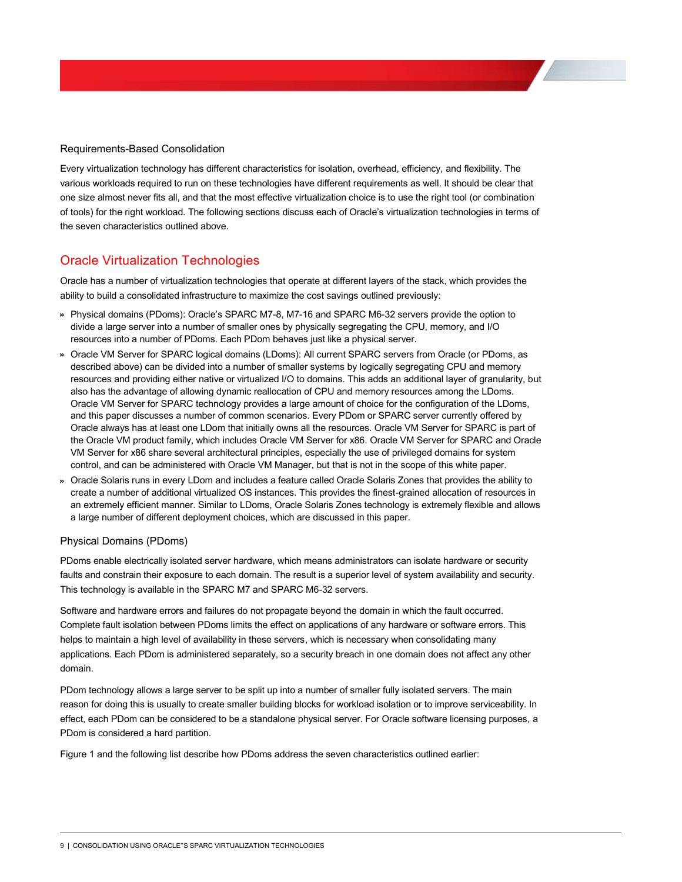### Requirements-Based Consolidation

Every virtualization technology has different characteristics for isolation, overhead, efficiency, and flexibility. The various workloads required to run on these technologies have different requirements as well. It should be clear that one size almost never fits all, and that the most effective virtualization choice is to use the right tool (or combination of tools) for the right workload. The following sections discuss each of Oracle's virtualization technologies in terms of the seven characteristics outlined above.

## Oracle Virtualization Technologies

Oracle has a number of virtualization technologies that operate at different layers of the stack, which provides the ability to build a consolidated infrastructure to maximize the cost savings outlined previously:

- Physical domains (PDoms): Oracle's SPARC M7-8, M7-16 and SPARC M6-32 servers provide the option to divide a large server into a number of smaller ones by physically segregating the CPU, memory, and I/O resources into a number of PDoms. Each PDom behaves just like a physical server.
- Oracle VM Server for SPARC logical domains (LDoms): All current SPARC servers from Oracle (or PDoms, as described above) can be divided into a number of smaller systems by logically segregating CPU and memory resources and providing either native or virtualized I/O to domains. This adds an additional layer of granularity, but also has the advantage of allowing dynamic reallocation of CPU and memory resources among the LDoms. Oracle VM Server for SPARC technology provides a large amount of choice for the configuration of the LDoms, and this paper discusses a number of common scenarios. Every PDom or SPARC server currently offered by Oracle always has at least one LDom that initially owns all the resources. Oracle VM Server for SPARC is part of the Oracle VM product family, which includes Oracle VM Server for x86. Oracle VM Server for SPARC and Oracle VM Server for x86 share several architectural principles, especially the use of privileged domains for system control, and can be administered with Oracle VM Manager, but that is not in the scope of this white paper.
- Oracle Solaris runs in every LDom and includes a feature called Oracle Solaris Zones that provides the ability to create a number of additional virtualized OS instances. This provides the finest-grained allocation of resources in an extremely efficient manner. Similar to LDoms, Oracle Solaris Zones technology is extremely flexible and allows a large number of different deployment choices, which are discussed in this paper.

### Physical Domains (PDoms)

PDoms enable electrically isolated server hardware, which means administrators can isolate hardware or security faults and constrain their exposure to each domain. The result is a superior level of system availability and security. This technology is available in the SPARC M7 and SPARC M6-32 servers.

Software and hardware errors and failures do not propagate beyond the domain in which the fault occurred. Complete fault isolation between PDoms limits the effect on applications of any hardware or software errors. This helps to maintain a high level of availability in these servers, which is necessary when consolidating many applications. Each PDom is administered separately, so a security breach in one domain does not affect any other domain.

PDom technology allows a large server to be split up into a number of smaller fully isolated servers. The main reason for doing this is usually to create smaller building blocks for workload isolation or to improve serviceability. In effect, each PDom can be considered to be a standalone physical server. For Oracle software licensing purposes, a PDom is considered a hard partition.

Figure 1 and the following list describe how PDoms address the seven characteristics outlined earlier: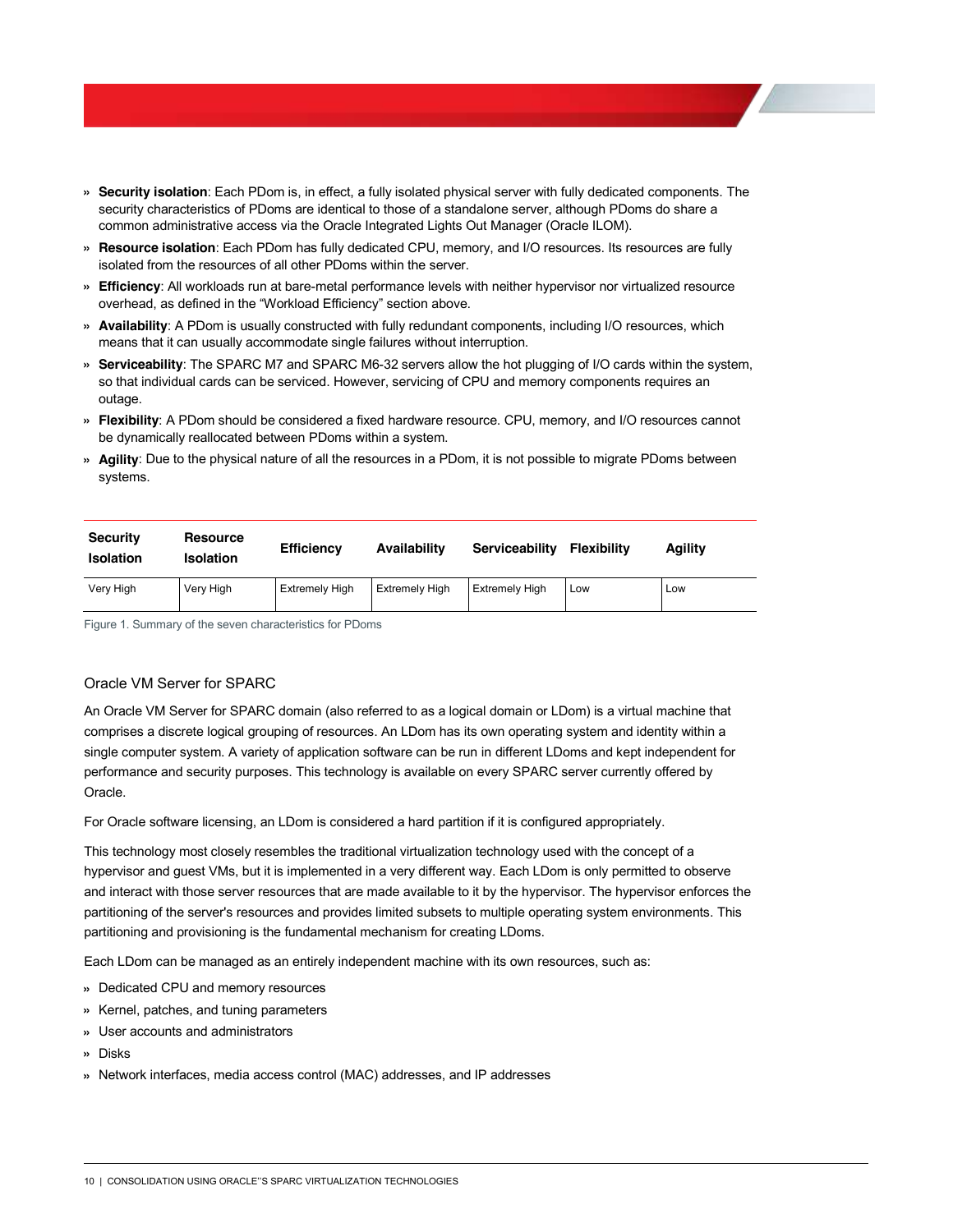- **Security isolation**: Each PDom is, in effect, a fully isolated physical server with fully dedicated components. The security characteristics of PDoms are identical to those of a standalone server, although PDoms do share a common administrative access via the Oracle Integrated Lights Out Manager (Oracle ILOM).
- **Resource isolation**: Each PDom has fully dedicated CPU, memory, and I/O resources. Its resources are fully isolated from the resources of all other PDoms within the server.
- **Efficiency**: All workloads run at bare-metal performance levels with neither hypervisor nor virtualized resource overhead, as defined in the "Workload Efficiency" section above.
- **Availability**: A PDom is usually constructed with fully redundant components, including I/O resources, which means that it can usually accommodate single failures without interruption.
- **Serviceability**: The SPARC M7 and SPARC M6-32 servers allow the hot plugging of I/O cards within the system, so that individual cards can be serviced. However, servicing of CPU and memory components requires an outage.
- **Flexibility**: A PDom should be considered a fixed hardware resource. CPU, memory, and I/O resources cannot be dynamically reallocated between PDoms within a system.
- **Agility**: Due to the physical nature of all the resources in a PDom, it is not possible to migrate PDoms between systems.

| Security Isolation | Resource Isolation | Efficiency | Availability | Serviceability | Flexibility | Agility |
|---|---|---|---|---|---|---|
| Very High | Very High | Extremely High | Extremely High | Extremely High | Low | Low |

Figure 1. Summary of the seven characteristics for PDoms

### Oracle VM Server for SPARC

An Oracle VM Server for SPARC domain (also referred to as a logical domain or LDom) is a virtual machine that comprises a discrete logical grouping of resources. An LDom has its own operating system and identity within a single computer system. A variety of application software can be run in different LDoms and kept independent for performance and security purposes. This technology is available on every SPARC server currently offered by Oracle.

For Oracle software licensing, an LDom is considered a hard partition if it is configured appropriately.

This technology most closely resembles the traditional virtualization technology used with the concept of a hypervisor and guest VMs, but it is implemented in a very different way. Each LDom is only permitted to observe and interact with those server resources that are made available to it by the hypervisor. The hypervisor enforces the partitioning of the server's resources and provides limited subsets to multiple operating system environments. This partitioning and provisioning is the fundamental mechanism for creating LDoms.

Each LDom can be managed as an entirely independent machine with its own resources, such as:

- Dedicated CPU and memory resources
- Kernel, patches, and tuning parameters
- User accounts and administrators
- Disks
- Network interfaces, media access control (MAC) addresses, and IP addresses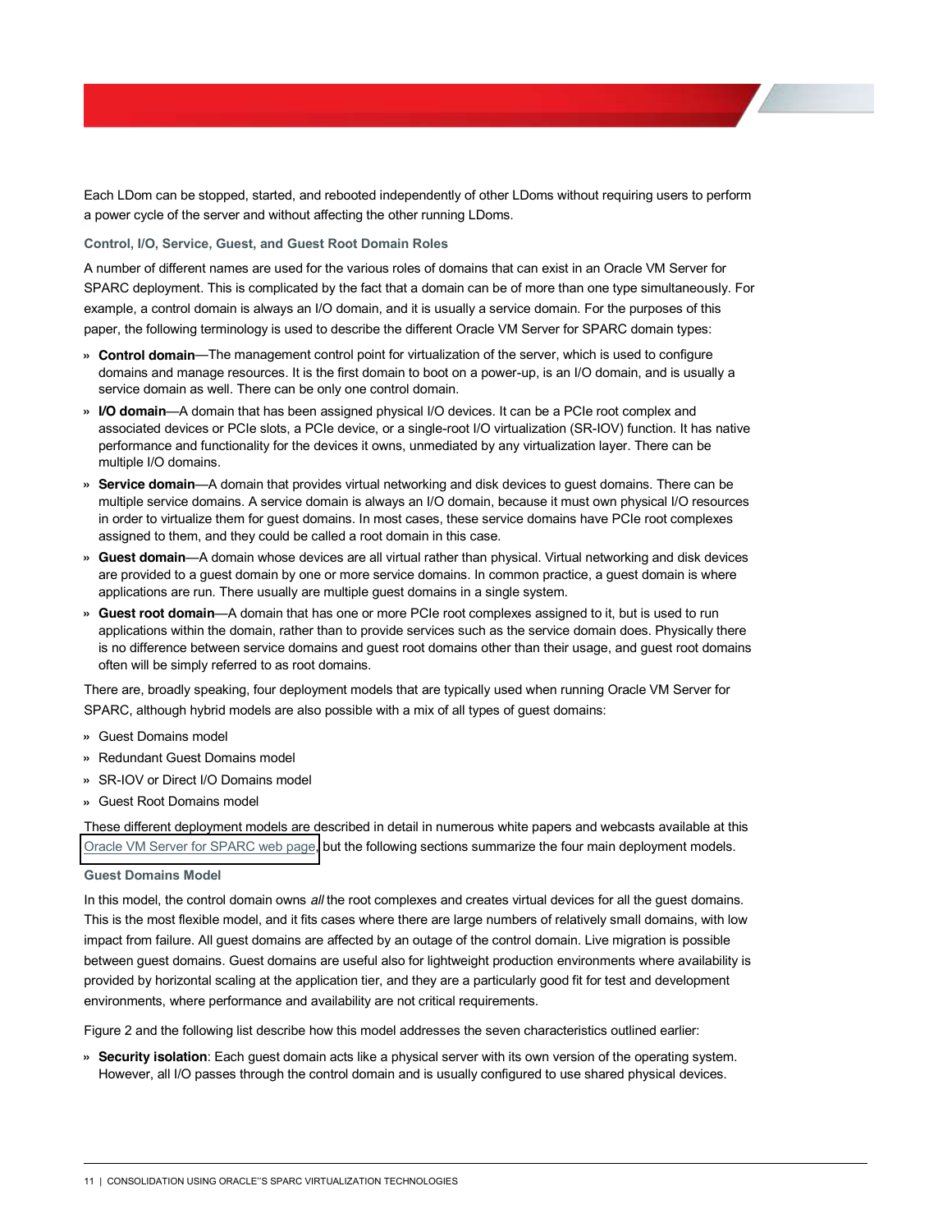Each LDom can be stopped, started, and rebooted independently of other LDoms without requiring users to perform a power cycle of the server and without affecting the other running LDoms.

### Control, I/O, Service, Guest, and Guest Root Domain Roles

A number of different names are used for the various roles of domains that can exist in an Oracle VM Server for SPARC deployment. This is complicated by the fact that a domain can be of more than one type simultaneously. For example, a control domain is always an I/O domain, and it is usually a service domain. For the purposes of this paper, the following terminology is used to describe the different Oracle VM Server for SPARC domain types:

- **Control domain**—The management control point for virtualization of the server, which is used to configure domains and manage resources. It is the first domain to boot on a power-up, is an I/O domain, and is usually a service domain as well. There can be only one control domain.
- **I/O domain**—A domain that has been assigned physical I/O devices. It can be a PCIe root complex and associated devices or PCIe slots, a PCIe device, or a single-root I/O virtualization (SR-IOV) function. It has native performance and functionality for the devices it owns, unmediated by any virtualization layer. There can be multiple I/O domains.
- **Service domain**—A domain that provides virtual networking and disk devices to guest domains. There can be multiple service domains. A service domain is always an I/O domain, because it must own physical I/O resources in order to virtualize them for guest domains. In most cases, these service domains have PCIe root complexes assigned to them, and they could be called a root domain in this case.
- **Guest domain**—A domain whose devices are all virtual rather than physical. Virtual networking and disk devices are provided to a guest domain by one or more service domains. In common practice, a guest domain is where applications are run. There usually are multiple guest domains in a single system.
- **Guest root domain**—A domain that has one or more PCIe root complexes assigned to it, but is used to run applications within the domain, rather than to provide services such as the service domain does. Physically there is no difference between service domains and guest root domains other than their usage, and guest root domains often will be simply referred to as root domains.

There are, broadly speaking, four deployment models that are typically used when running Oracle VM Server for SPARC, although hybrid models are also possible with a mix of all types of guest domains:

- Guest Domains model
- Redundant Guest Domains model
- SR-IOV or Direct I/O Domains model
- Guest Root Domains model

These different deployment models are described in detail in numerous white papers and webcasts available at this Oracle VM Server for SPARC web page, but the following sections summarize the four main deployment models.

### Guest Domains Model

In this model, the control domain owns *all* the root complexes and creates virtual devices for all the guest domains. This is the most flexible model, and it fits cases where there are large numbers of relatively small domains, with low impact from failure. All guest domains are affected by an outage of the control domain. Live migration is possible between guest domains. Guest domains are useful also for lightweight production environments where availability is provided by horizontal scaling at the application tier, and they are a particularly good fit for test and development environments, where performance and availability are not critical requirements.

Figure 2 and the following list describe how this model addresses the seven characteristics outlined earlier:

- **Security isolation**: Each guest domain acts like a physical server with its own version of the operating system. However, all I/O passes through the control domain and is usually configured to use shared physical devices.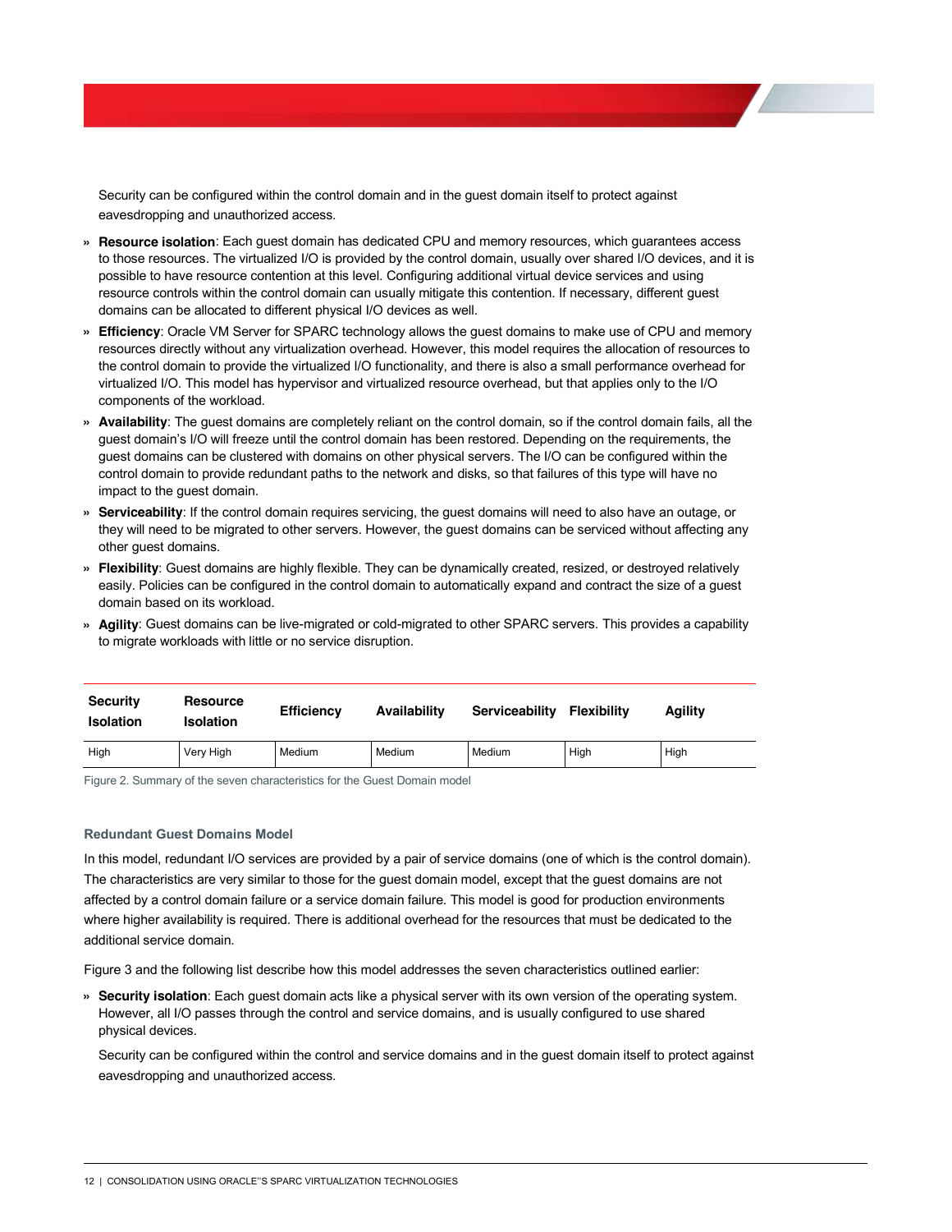Security can be configured within the control domain and in the guest domain itself to protect against eavesdropping and unauthorized access.

- **Resource isolation**: Each guest domain has dedicated CPU and memory resources, which guarantees access to those resources. The virtualized I/O is provided by the control domain, usually over shared I/O devices, and it is possible to have resource contention at this level. Configuring additional virtual device services and using resource controls within the control domain can usually mitigate this contention. If necessary, different guest domains can be allocated to different physical I/O devices as well.
- **Efficiency**: Oracle VM Server for SPARC technology allows the guest domains to make use of CPU and memory resources directly without any virtualization overhead. However, this model requires the allocation of resources to the control domain to provide the virtualized I/O functionality, and there is also a small performance overhead for virtualized I/O. This model has hypervisor and virtualized resource overhead, but that applies only to the I/O components of the workload.
- **Availability**: The guest domains are completely reliant on the control domain, so if the control domain fails, all the guest domain's I/O will freeze until the control domain has been restored. Depending on the requirements, the guest domains can be clustered with domains on other physical servers. The I/O can be configured within the control domain to provide redundant paths to the network and disks, so that failures of this type will have no impact to the guest domain.
- **Serviceability**: If the control domain requires servicing, the guest domains will need to also have an outage, or they will need to be migrated to other servers. However, the guest domains can be serviced without affecting any other guest domains.
- **Flexibility**: Guest domains are highly flexible. They can be dynamically created, resized, or destroyed relatively easily. Policies can be configured in the control domain to automatically expand and contract the size of a guest domain based on its workload.
- **Agility**: Guest domains can be live-migrated or cold-migrated to other SPARC servers. This provides a capability to migrate workloads with little or no service disruption.

| Security Isolation | Resource Isolation | Efficiency | Availability | Serviceability | Flexibility | Agility |
|---|---|---|---|---|---|---|
| High | Very High | Medium | Medium | Medium | High | High |

Figure 2. Summary of the seven characteristics for the Guest Domain model

### Redundant Guest Domains Model

In this model, redundant I/O services are provided by a pair of service domains (one of which is the control domain). The characteristics are very similar to those for the guest domain model, except that the guest domains are not affected by a control domain failure or a service domain failure. This model is good for production environments where higher availability is required. There is additional overhead for the resources that must be dedicated to the additional service domain.

Figure 3 and the following list describe how this model addresses the seven characteristics outlined earlier:

- **Security isolation**: Each guest domain acts like a physical server with its own version of the operating system. However, all I/O passes through the control and service domains, and is usually configured to use shared physical devices.

  Security can be configured within the control and service domains and in the guest domain itself to protect against eavesdropping and unauthorized access.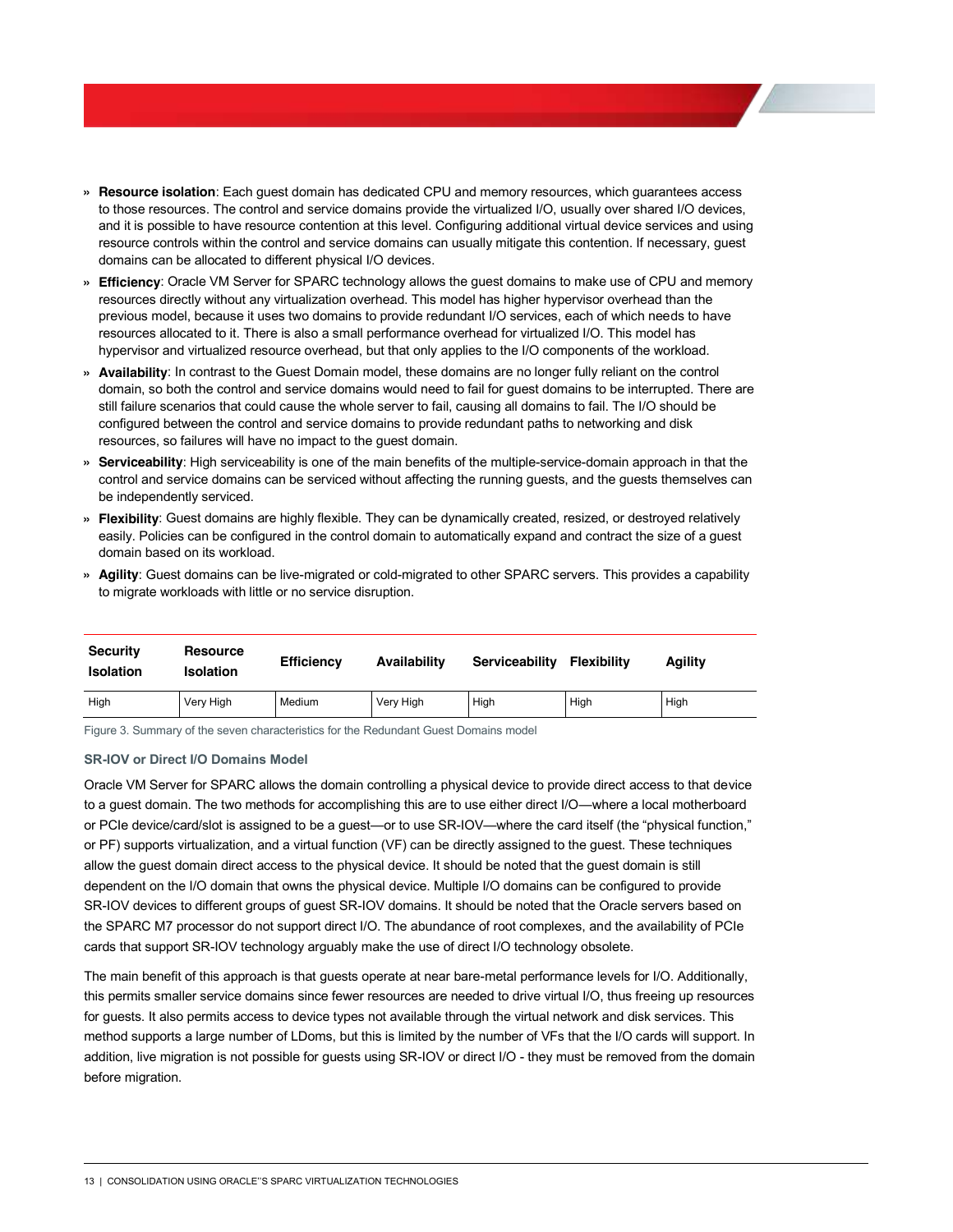- **Resource isolation**: Each guest domain has dedicated CPU and memory resources, which guarantees access to those resources. The control and service domains provide the virtualized I/O, usually over shared I/O devices, and it is possible to have resource contention at this level. Configuring additional virtual device services and using resource controls within the control and service domains can usually mitigate this contention. If necessary, guest domains can be allocated to different physical I/O devices.
- **Efficiency**: Oracle VM Server for SPARC technology allows the guest domains to make use of CPU and memory resources directly without any virtualization overhead. This model has higher hypervisor overhead than the previous model, because it uses two domains to provide redundant I/O services, each of which needs to have resources allocated to it. There is also a small performance overhead for virtualized I/O. This model has hypervisor and virtualized resource overhead, but that only applies to the I/O components of the workload.
- **Availability**: In contrast to the Guest Domain model, these domains are no longer fully reliant on the control domain, so both the control and service domains would need to fail for guest domains to be interrupted. There are still failure scenarios that could cause the whole server to fail, causing all domains to fail. The I/O should be configured between the control and service domains to provide redundant paths to networking and disk resources, so failures will have no impact to the guest domain.
- **Serviceability**: High serviceability is one of the main benefits of the multiple-service-domain approach in that the control and service domains can be serviced without affecting the running guests, and the guests themselves can be independently serviced.
- **Flexibility**: Guest domains are highly flexible. They can be dynamically created, resized, or destroyed relatively easily. Policies can be configured in the control domain to automatically expand and contract the size of a guest domain based on its workload.
- **Agility**: Guest domains can be live-migrated or cold-migrated to other SPARC servers. This provides a capability to migrate workloads with little or no service disruption.

| Security Isolation | Resource Isolation | Efficiency | Availability | Serviceability | Flexibility | Agility |
|---|---|---|---|---|---|---|
| High | Very High | Medium | Very High | High | High | High |

Figure 3. Summary of the seven characteristics for the Redundant Guest Domains model

### SR-IOV or Direct I/O Domains Model

Oracle VM Server for SPARC allows the domain controlling a physical device to provide direct access to that device to a guest domain. The two methods for accomplishing this are to use either direct I/O—where a local motherboard or PCIe device/card/slot is assigned to be a guest—or to use SR-IOV—where the card itself (the "physical function," or PF) supports virtualization, and a virtual function (VF) can be directly assigned to the guest. These techniques allow the guest domain direct access to the physical device. It should be noted that the guest domain is still dependent on the I/O domain that owns the physical device. Multiple I/O domains can be configured to provide SR-IOV devices to different groups of guest SR-IOV domains. It should be noted that the Oracle servers based on the SPARC M7 processor do not support direct I/O. The abundance of root complexes, and the availability of PCIe cards that support SR-IOV technology arguably make the use of direct I/O technology obsolete.

The main benefit of this approach is that guests operate at near bare-metal performance levels for I/O. Additionally, this permits smaller service domains since fewer resources are needed to drive virtual I/O, thus freeing up resources for guests. It also permits access to device types not available through the virtual network and disk services. This method supports a large number of LDoms, but this is limited by the number of VFs that the I/O cards will support. In addition, live migration is not possible for guests using SR-IOV or direct I/O - they must be removed from the domain before migration.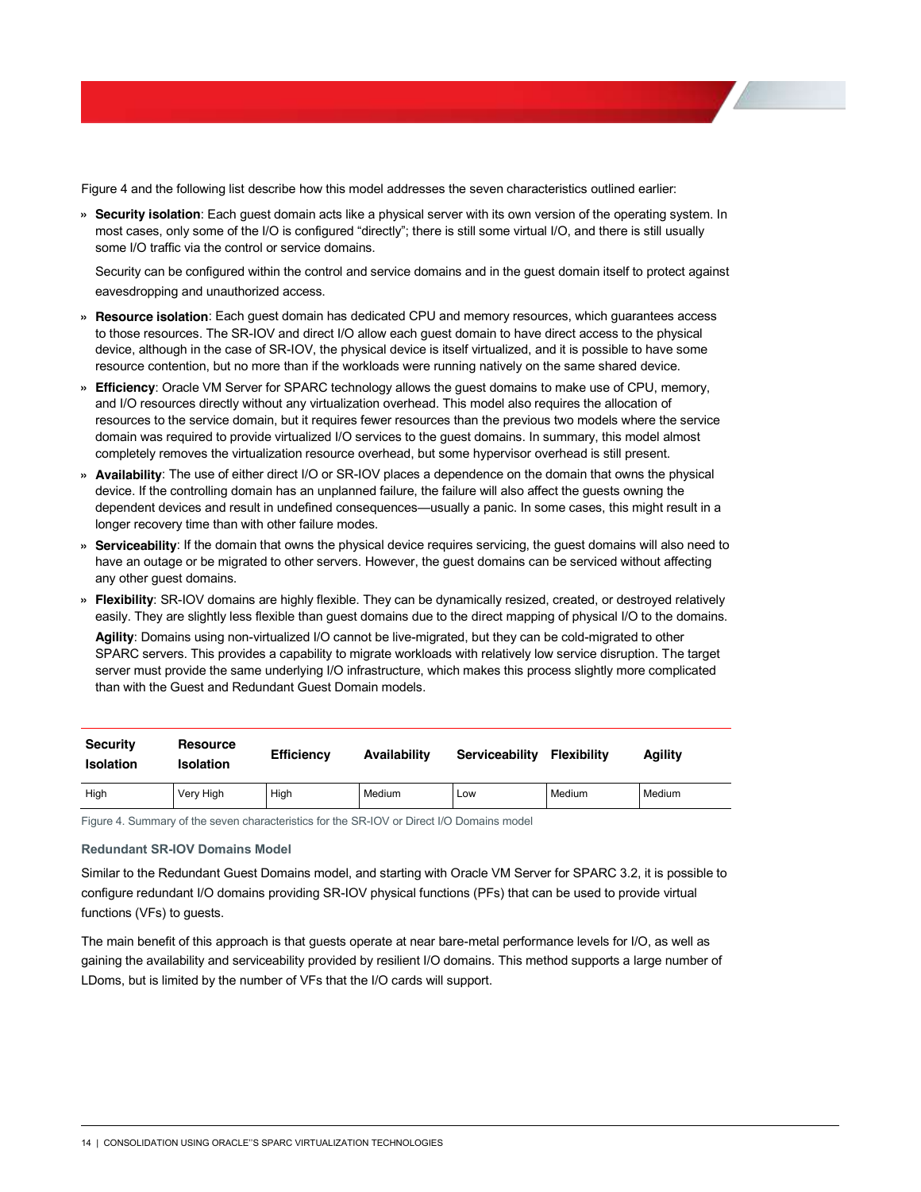Figure 4 and the following list describe how this model addresses the seven characteristics outlined earlier:

- **Security isolation**: Each guest domain acts like a physical server with its own version of the operating system. In most cases, only some of the I/O is configured “directly”; there is still some virtual I/O, and there is still usually some I/O traffic via the control or service domains.

  Security can be configured within the control and service domains and in the guest domain itself to protect against eavesdropping and unauthorized access.

- **Resource isolation**: Each guest domain has dedicated CPU and memory resources, which guarantees access to those resources. The SR-IOV and direct I/O allow each guest domain to have direct access to the physical device, although in the case of SR-IOV, the physical device is itself virtualized, and it is possible to have some resource contention, but no more than if the workloads were running natively on the same shared device.
- **Efficiency**: Oracle VM Server for SPARC technology allows the guest domains to make use of CPU, memory, and I/O resources directly without any virtualization overhead. This model also requires the allocation of resources to the service domain, but it requires fewer resources than the previous two models where the service domain was required to provide virtualized I/O services to the guest domains. In summary, this model almost completely removes the virtualization resource overhead, but some hypervisor overhead is still present.
- **Availability**: The use of either direct I/O or SR-IOV places a dependence on the domain that owns the physical device. If the controlling domain has an unplanned failure, the failure will also affect the guests owning the dependent devices and result in undefined consequences—usually a panic. In some cases, this might result in a longer recovery time than with other failure modes.
- **Serviceability**: If the domain that owns the physical device requires servicing, the guest domains will also need to have an outage or be migrated to other servers. However, the guest domains can be serviced without affecting any other guest domains.
- **Flexibility**: SR-IOV domains are highly flexible. They can be dynamically resized, created, or destroyed relatively easily. They are slightly less flexible than guest domains due to the direct mapping of physical I/O to the domains.

  **Agility**: Domains using non-virtualized I/O cannot be live-migrated, but they can be cold-migrated to other SPARC servers. This provides a capability to migrate workloads with relatively low service disruption. The target server must provide the same underlying I/O infrastructure, which makes this process slightly more complicated than with the Guest and Redundant Guest Domain models.

| Security Isolation | Resource Isolation | Efficiency | Availability | Serviceability | Flexibility | Agility |
|---|---|---|---|---|---|---|
| High | Very High | High | Medium | Low | Medium | Medium |

Figure 4. Summary of the seven characteristics for the SR-IOV or Direct I/O Domains model

### Redundant SR-IOV Domains Model

Similar to the Redundant Guest Domains model, and starting with Oracle VM Server for SPARC 3.2, it is possible to configure redundant I/O domains providing SR-IOV physical functions (PFs) that can be used to provide virtual functions (VFs) to guests.

The main benefit of this approach is that guests operate at near bare-metal performance levels for I/O, as well as gaining the availability and serviceability provided by resilient I/O domains. This method supports a large number of LDoms, but is limited by the number of VFs that the I/O cards will support.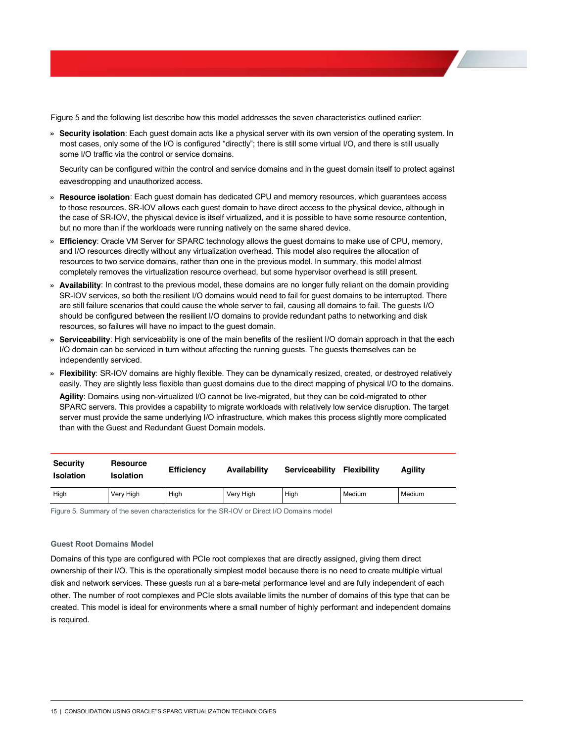Figure 5 and the following list describe how this model addresses the seven characteristics outlined earlier:

- **Security isolation**: Each guest domain acts like a physical server with its own version of the operating system. In most cases, only some of the I/O is configured "directly"; there is still some virtual I/O, and there is still usually some I/O traffic via the control or service domains.

  Security can be configured within the control and service domains and in the guest domain itself to protect against eavesdropping and unauthorized access.

- **Resource isolation**: Each guest domain has dedicated CPU and memory resources, which guarantees access to those resources. SR-IOV allows each guest domain to have direct access to the physical device, although in the case of SR-IOV, the physical device is itself virtualized, and it is possible to have some resource contention, but no more than if the workloads were running natively on the same shared device.
- **Efficiency**: Oracle VM Server for SPARC technology allows the guest domains to make use of CPU, memory, and I/O resources directly without any virtualization overhead. This model also requires the allocation of resources to two service domains, rather than one in the previous model. In summary, this model almost completely removes the virtualization resource overhead, but some hypervisor overhead is still present.
- **Availability**: In contrast to the previous model, these domains are no longer fully reliant on the domain providing SR-IOV services, so both the resilient I/O domains would need to fail for guest domains to be interrupted. There are still failure scenarios that could cause the whole server to fail, causing all domains to fail. The guests I/O should be configured between the resilient I/O domains to provide redundant paths to networking and disk resources, so failures will have no impact to the guest domain.
- **Serviceability**: High serviceability is one of the main benefits of the resilient I/O domain approach in that the each I/O domain can be serviced in turn without affecting the running guests. The guests themselves can be independently serviced.
- **Flexibility**: SR-IOV domains are highly flexible. They can be dynamically resized, created, or destroyed relatively easily. They are slightly less flexible than guest domains due to the direct mapping of physical I/O to the domains.

  **Agility**: Domains using non-virtualized I/O cannot be live-migrated, but they can be cold-migrated to other SPARC servers. This provides a capability to migrate workloads with relatively low service disruption. The target server must provide the same underlying I/O infrastructure, which makes this process slightly more complicated than with the Guest and Redundant Guest Domain models.

| Security Isolation | Resource Isolation | Efficiency | Availability | Serviceability | Flexibility | Agility |
|---|---|---|---|---|---|---|
| High | Very High | High | Very High | High | Medium | Medium |

Figure 5. Summary of the seven characteristics for the SR-IOV or Direct I/O Domains model

### Guest Root Domains Model

Domains of this type are configured with PCIe root complexes that are directly assigned, giving them direct ownership of their I/O. This is the operationally simplest model because there is no need to create multiple virtual disk and network services. These guests run at a bare-metal performance level and are fully independent of each other. The number of root complexes and PCIe slots available limits the number of domains of this type that can be created. This model is ideal for environments where a small number of highly performant and independent domains is required.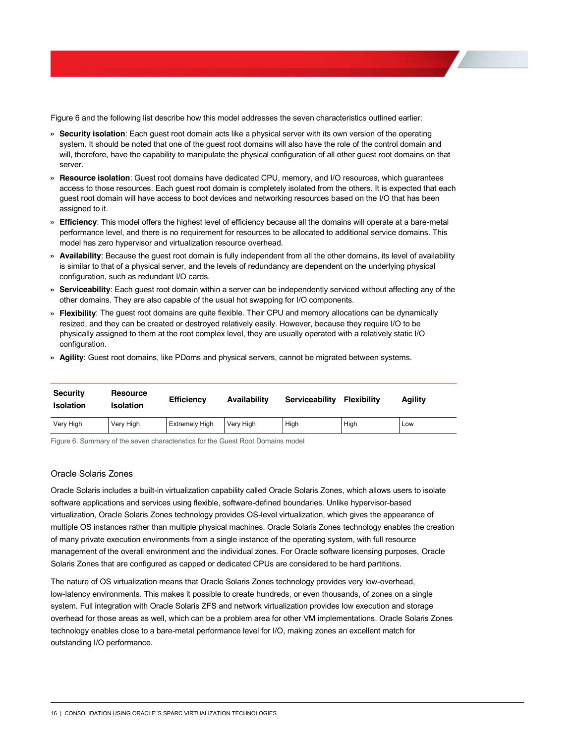Figure 6 and the following list describe how this model addresses the seven characteristics outlined earlier:

- **Security isolation**: Each guest root domain acts like a physical server with its own version of the operating system. It should be noted that one of the guest root domains will also have the role of the control domain and will, therefore, have the capability to manipulate the physical configuration of all other guest root domains on that server.
- **Resource isolation**: Guest root domains have dedicated CPU, memory, and I/O resources, which guarantees access to those resources. Each guest root domain is completely isolated from the others. It is expected that each guest root domain will have access to boot devices and networking resources based on the I/O that has been assigned to it.
- **Efficiency**: This model offers the highest level of efficiency because all the domains will operate at a bare-metal performance level, and there is no requirement for resources to be allocated to additional service domains. This model has zero hypervisor and virtualization resource overhead.
- **Availability**: Because the guest root domain is fully independent from all the other domains, its level of availability is similar to that of a physical server, and the levels of redundancy are dependent on the underlying physical configuration, such as redundant I/O cards.
- **Serviceability**: Each guest root domain within a server can be independently serviced without affecting any of the other domains. They are also capable of the usual hot swapping for I/O components.
- **Flexibility**: The guest root domains are quite flexible. Their CPU and memory allocations can be dynamically resized, and they can be created or destroyed relatively easily. However, because they require I/O to be physically assigned to them at the root complex level, they are usually operated with a relatively static I/O configuration.
- **Agility**: Guest root domains, like PDoms and physical servers, cannot be migrated between systems.

| Security Isolation | Resource Isolation | Efficiency | Availability | Serviceability | Flexibility | Agility |
|---|---|---|---|---|---|---|
| Very High | Very High | Extremely High | Very High | High | High | Low |

Figure 6. Summary of the seven characteristics for the Guest Root Domains model

### Oracle Solaris Zones

Oracle Solaris includes a built-in virtualization capability called Oracle Solaris Zones, which allows users to isolate software applications and services using flexible, software-defined boundaries. Unlike hypervisor-based virtualization, Oracle Solaris Zones technology provides OS-level virtualization, which gives the appearance of multiple OS instances rather than multiple physical machines. Oracle Solaris Zones technology enables the creation of many private execution environments from a single instance of the operating system, with full resource management of the overall environment and the individual zones. For Oracle software licensing purposes, Oracle Solaris Zones that are configured as capped or dedicated CPUs are considered to be hard partitions.

The nature of OS virtualization means that Oracle Solaris Zones technology provides very low-overhead, low-latency environments. This makes it possible to create hundreds, or even thousands, of zones on a single system. Full integration with Oracle Solaris ZFS and network virtualization provides low execution and storage overhead for those areas as well, which can be a problem area for other VM implementations. Oracle Solaris Zones technology enables close to a bare-metal performance level for I/O, making zones an excellent match for outstanding I/O performance.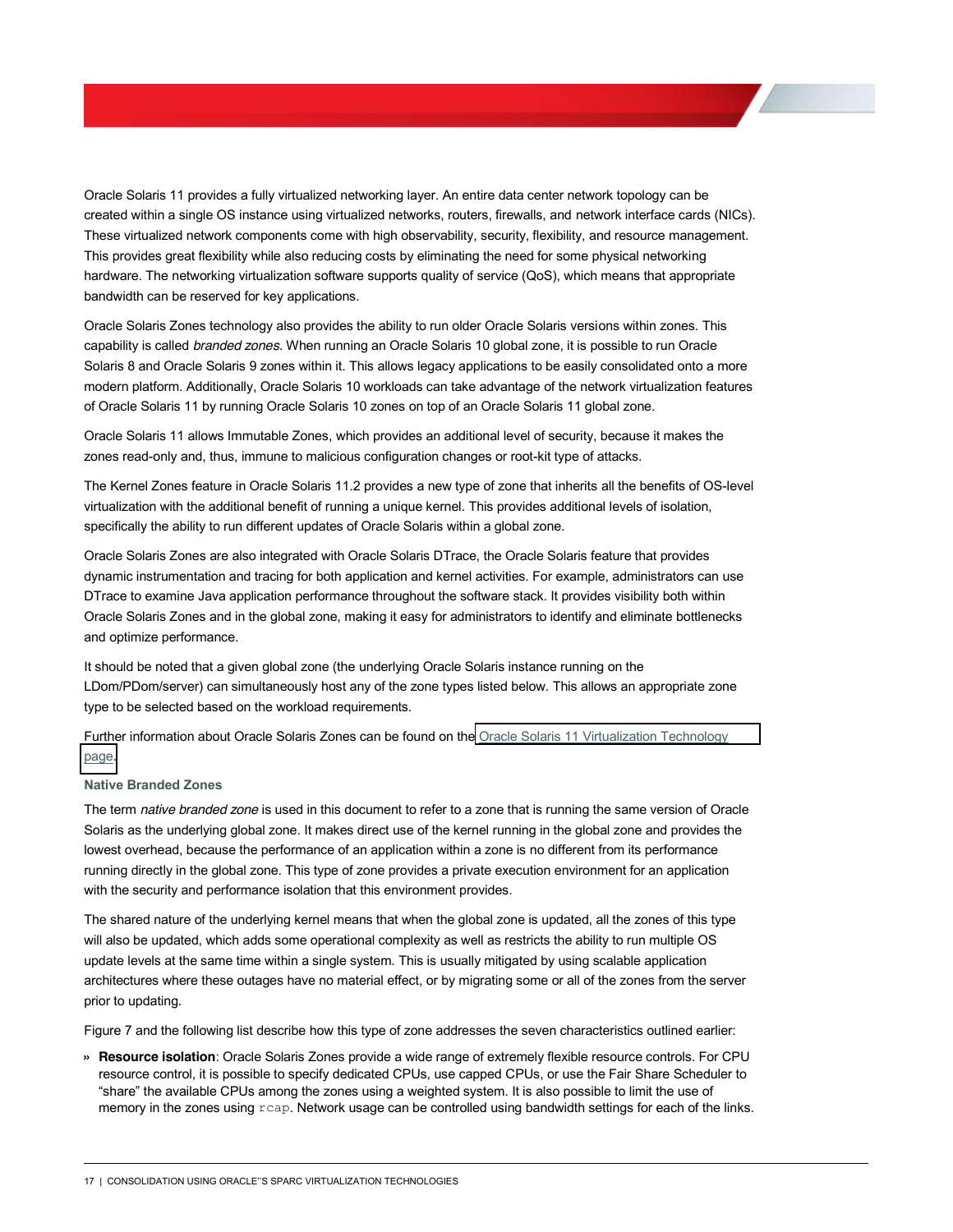Oracle Solaris 11 provides a fully virtualized networking layer. An entire data center network topology can be created within a single OS instance using virtualized networks, routers, firewalls, and network interface cards (NICs). These virtualized network components come with high observability, security, flexibility, and resource management. This provides great flexibility while also reducing costs by eliminating the need for some physical networking hardware. The networking virtualization software supports quality of service (QoS), which means that appropriate bandwidth can be reserved for key applications.

Oracle Solaris Zones technology also provides the ability to run older Oracle Solaris versions within zones. This capability is called *branded zones*. When running an Oracle Solaris 10 global zone, it is possible to run Oracle Solaris 8 and Oracle Solaris 9 zones within it. This allows legacy applications to be easily consolidated onto a more modern platform. Additionally, Oracle Solaris 10 workloads can take advantage of the network virtualization features of Oracle Solaris 11 by running Oracle Solaris 10 zones on top of an Oracle Solaris 11 global zone.

Oracle Solaris 11 allows Immutable Zones, which provides an additional level of security, because it makes the zones read-only and, thus, immune to malicious configuration changes or root-kit type of attacks.

The Kernel Zones feature in Oracle Solaris 11.2 provides a new type of zone that inherits all the benefits of OS-level virtualization with the additional benefit of running a unique kernel. This provides additional levels of isolation, specifically the ability to run different updates of Oracle Solaris within a global zone.

Oracle Solaris Zones are also integrated with Oracle Solaris DTrace, the Oracle Solaris feature that provides dynamic instrumentation and tracing for both application and kernel activities. For example, administrators can use DTrace to examine Java application performance throughout the software stack. It provides visibility both within Oracle Solaris Zones and in the global zone, making it easy for administrators to identify and eliminate bottlenecks and optimize performance.

It should be noted that a given global zone (the underlying Oracle Solaris instance running on the LDom/PDom/server) can simultaneously host any of the zone types listed below. This allows an appropriate zone type to be selected based on the workload requirements.

Further information about Oracle Solaris Zones can be found on the Oracle Solaris 11 Virtualization Technology page.

#### Native Branded Zones

The term *native branded zone* is used in this document to refer to a zone that is running the same version of Oracle Solaris as the underlying global zone. It makes direct use of the kernel running in the global zone and provides the lowest overhead, because the performance of an application within a zone is no different from its performance running directly in the global zone. This type of zone provides a private execution environment for an application with the security and performance isolation that this environment provides.

The shared nature of the underlying kernel means that when the global zone is updated, all the zones of this type will also be updated, which adds some operational complexity as well as restricts the ability to run multiple OS update levels at the same time within a single system. This is usually mitigated by using scalable application architectures where these outages have no material effect, or by migrating some or all of the zones from the server prior to updating.

Figure 7 and the following list describe how this type of zone addresses the seven characteristics outlined earlier:

- **Resource isolation**: Oracle Solaris Zones provide a wide range of extremely flexible resource controls. For CPU resource control, it is possible to specify dedicated CPUs, use capped CPUs, or use the Fair Share Scheduler to "share" the available CPUs among the zones using a weighted system. It is also possible to limit the use of memory in the zones using `rcap`. Network usage can be controlled using bandwidth settings for each of the links.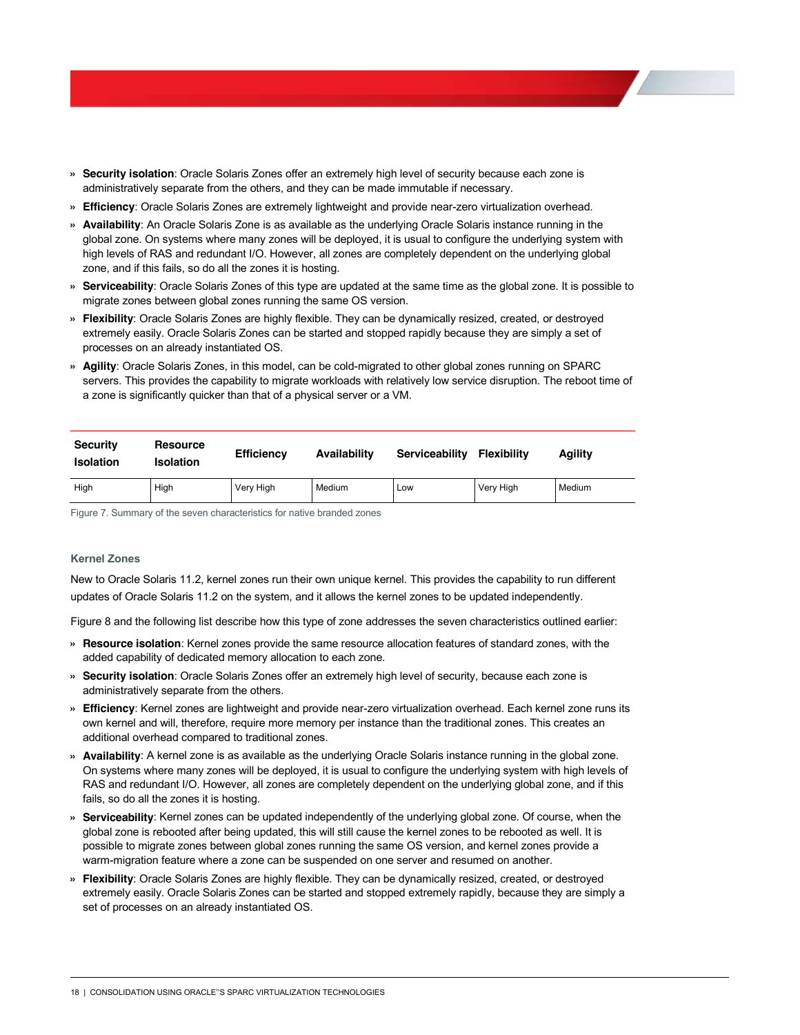- **Security isolation**: Oracle Solaris Zones offer an extremely high level of security because each zone is administratively separate from the others, and they can be made immutable if necessary.
- **Efficiency**: Oracle Solaris Zones are extremely lightweight and provide near-zero virtualization overhead.
- **Availability**: An Oracle Solaris Zone is as available as the underlying Oracle Solaris instance running in the global zone. On systems where many zones will be deployed, it is usual to configure the underlying system with high levels of RAS and redundant I/O. However, all zones are completely dependent on the underlying global zone, and if this fails, so do all the zones it is hosting.
- **Serviceability**: Oracle Solaris Zones of this type are updated at the same time as the global zone. It is possible to migrate zones between global zones running the same OS version.
- **Flexibility**: Oracle Solaris Zones are highly flexible. They can be dynamically resized, created, or destroyed extremely easily. Oracle Solaris Zones can be started and stopped rapidly because they are simply a set of processes on an already instantiated OS.
- **Agility**: Oracle Solaris Zones, in this model, can be cold-migrated to other global zones running on SPARC servers. This provides the capability to migrate workloads with relatively low service disruption. The reboot time of a zone is significantly quicker than that of a physical server or a VM.

| Security Isolation | Resource Isolation | Efficiency | Availability | Serviceability | Flexibility | Agility |
|---|---|---|---|---|---|---|
| High | High | Very High | Medium | Low | Very High | Medium |

Figure 7. Summary of the seven characteristics for native branded zones

### Kernel Zones

New to Oracle Solaris 11.2, kernel zones run their own unique kernel. This provides the capability to run different updates of Oracle Solaris 11.2 on the system, and it allows the kernel zones to be updated independently.

Figure 8 and the following list describe how this type of zone addresses the seven characteristics outlined earlier:

- **Resource isolation**: Kernel zones provide the same resource allocation features of standard zones, with the added capability of dedicated memory allocation to each zone.
- **Security isolation**: Oracle Solaris Zones offer an extremely high level of security, because each zone is administratively separate from the others.
- **Efficiency**: Kernel zones are lightweight and provide near-zero virtualization overhead. Each kernel zone runs its own kernel and will, therefore, require more memory per instance than the traditional zones. This creates an additional overhead compared to traditional zones.
- **Availability**: A kernel zone is as available as the underlying Oracle Solaris instance running in the global zone. On systems where many zones will be deployed, it is usual to configure the underlying system with high levels of RAS and redundant I/O. However, all zones are completely dependent on the underlying global zone, and if this fails, so do all the zones it is hosting.
- **Serviceability**: Kernel zones can be updated independently of the underlying global zone. Of course, when the global zone is rebooted after being updated, this will still cause the kernel zones to be rebooted as well. It is possible to migrate zones between global zones running the same OS version, and kernel zones provide a warm-migration feature where a zone can be suspended on one server and resumed on another.
- **Flexibility**: Oracle Solaris Zones are highly flexible. They can be dynamically resized, created, or destroyed extremely easily. Oracle Solaris Zones can be started and stopped extremely rapidly, because they are simply a set of processes on an already instantiated OS.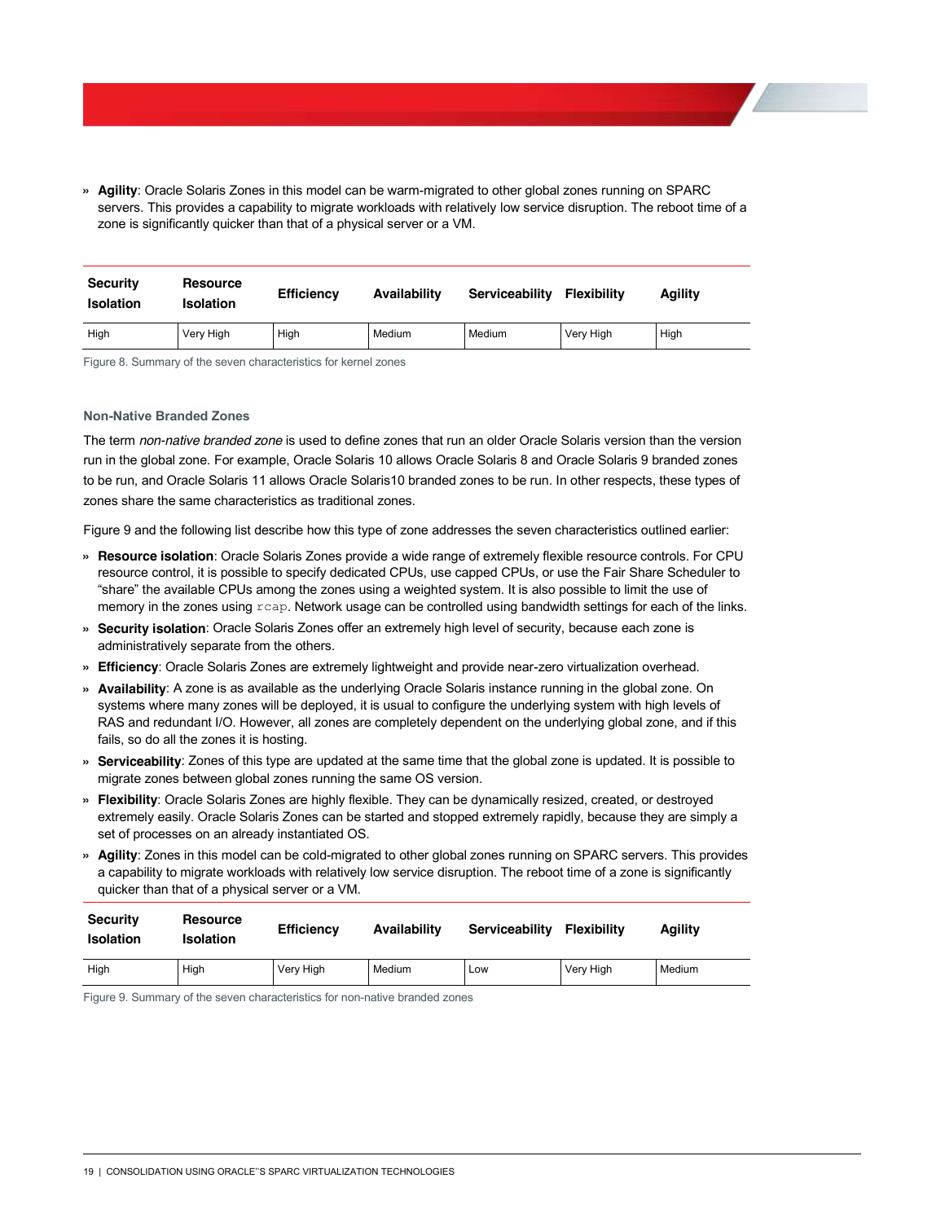- **Agility**: Oracle Solaris Zones in this model can be warm-migrated to other global zones running on SPARC servers. This provides a capability to migrate workloads with relatively low service disruption. The reboot time of a zone is significantly quicker than that of a physical server or a VM.

| Security Isolation | Resource Isolation | Efficiency | Availability | Serviceability | Flexibility | Agility |
|---|---|---|---|---|---|---|
| High | Very High | High | Medium | Medium | Very High | High |

Figure 8. Summary of the seven characteristics for kernel zones

### Non-Native Branded Zones

The term *non-native branded zone* is used to define zones that run an older Oracle Solaris version than the version run in the global zone. For example, Oracle Solaris 10 allows Oracle Solaris 8 and Oracle Solaris 9 branded zones to be run, and Oracle Solaris 11 allows Oracle Solaris10 branded zones to be run. In other respects, these types of zones share the same characteristics as traditional zones.

Figure 9 and the following list describe how this type of zone addresses the seven characteristics outlined earlier:

- **Resource isolation**: Oracle Solaris Zones provide a wide range of extremely flexible resource controls. For CPU resource control, it is possible to specify dedicated CPUs, use capped CPUs, or use the Fair Share Scheduler to "share" the available CPUs among the zones using a weighted system. It is also possible to limit the use of memory in the zones using `rcap`. Network usage can be controlled using bandwidth settings for each of the links.
- **Security isolation**: Oracle Solaris Zones offer an extremely high level of security, because each zone is administratively separate from the others.
- **Efficiency**: Oracle Solaris Zones are extremely lightweight and provide near-zero virtualization overhead.
- **Availability**: A zone is as available as the underlying Oracle Solaris instance running in the global zone. On systems where many zones will be deployed, it is usual to configure the underlying system with high levels of RAS and redundant I/O. However, all zones are completely dependent on the underlying global zone, and if this fails, so do all the zones it is hosting.
- **Serviceability**: Zones of this type are updated at the same time that the global zone is updated. It is possible to migrate zones between global zones running the same OS version.
- **Flexibility**: Oracle Solaris Zones are highly flexible. They can be dynamically resized, created, or destroyed extremely easily. Oracle Solaris Zones can be started and stopped extremely rapidly, because they are simply a set of processes on an already instantiated OS.
- **Agility**: Zones in this model can be cold-migrated to other global zones running on SPARC servers. This provides a capability to migrate workloads with relatively low service disruption. The reboot time of a zone is significantly quicker than that of a physical server or a VM.

| Security Isolation | Resource Isolation | Efficiency | Availability | Serviceability | Flexibility | Agility |
|---|---|---|---|---|---|---|
| High | High | Very High | Medium | Low | Very High | Medium |

Figure 9. Summary of the seven characteristics for non-native branded zones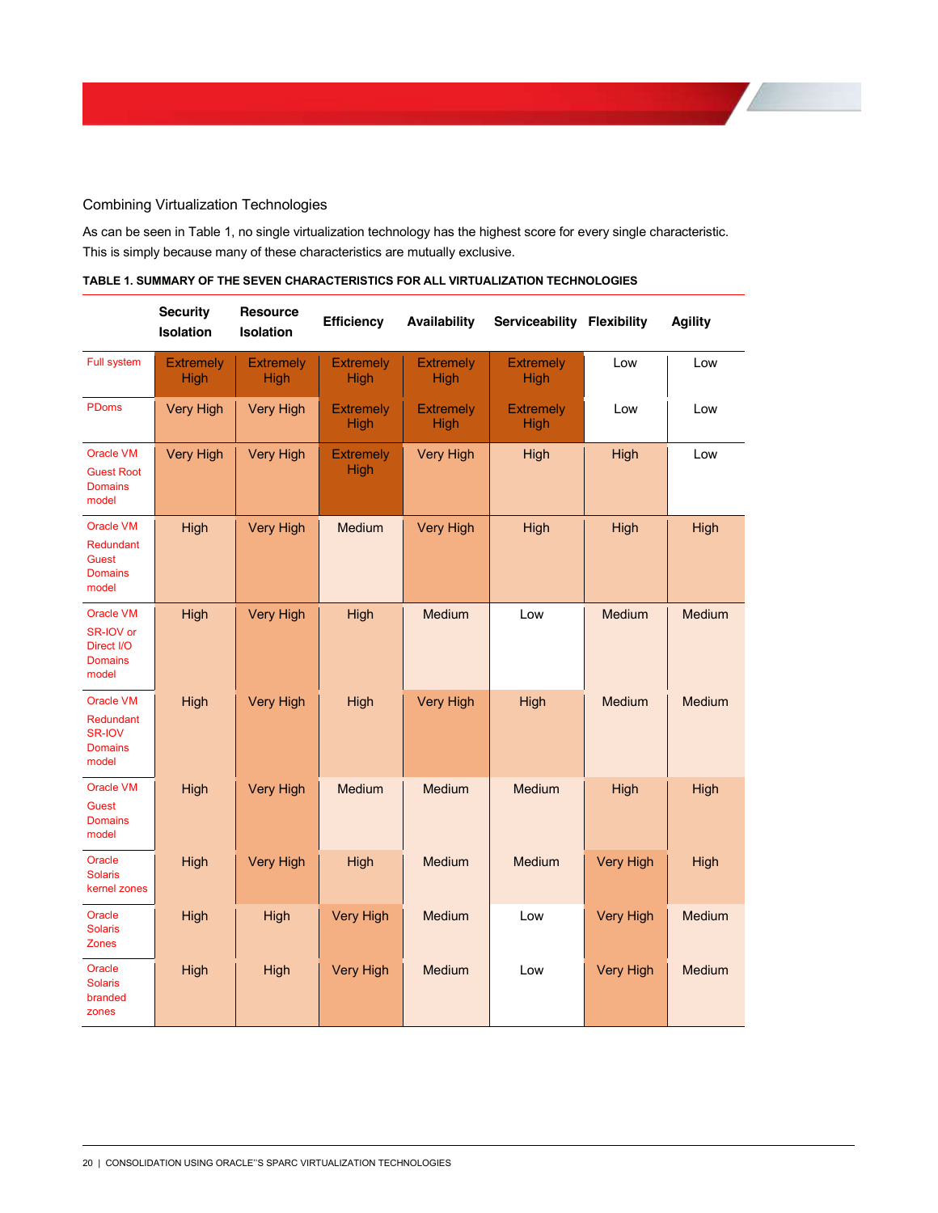### Combining Virtualization Technologies

As can be seen in Table 1, no single virtualization technology has the highest score for every single characteristic. This is simply because many of these characteristics are mutually exclusive.

**TABLE 1. SUMMARY OF THE SEVEN CHARACTERISTICS FOR ALL VIRTUALIZATION TECHNOLOGIES**

| | Security Isolation | Resource Isolation | Efficiency | Availability | Serviceability | Flexibility | Agility |
|---|---|---|---|---|---|---|---|
| Full system | Extremely High | Extremely High | Extremely High | Extremely High | Extremely High | Low | Low |
| PDoms | Very High | Very High | Extremely High | Extremely High | Extremely High | Low | Low |
| Oracle VM Guest Root Domains model | Very High | Very High | Extremely High | Very High | High | High | Low |
| Oracle VM Redundant Guest Domains model | High | Very High | Medium | Very High | High | High | High |
| Oracle VM SR-IOV or Direct I/O Domains model | High | Very High | High | Medium | Low | Medium | Medium |
| Oracle VM Redundant SR-IOV Domains model | High | Very High | High | Very High | High | Medium | Medium |
| Oracle VM Guest Domains model | High | Very High | Medium | Medium | Medium | High | High |
| Oracle Solaris kernel zones | High | Very High | High | Medium | Medium | Very High | High |
| Oracle Solaris Zones | High | High | Very High | Medium | Low | Very High | Medium |
| Oracle Solaris branded zones | High | High | Very High | Medium | Low | Very High | Medium |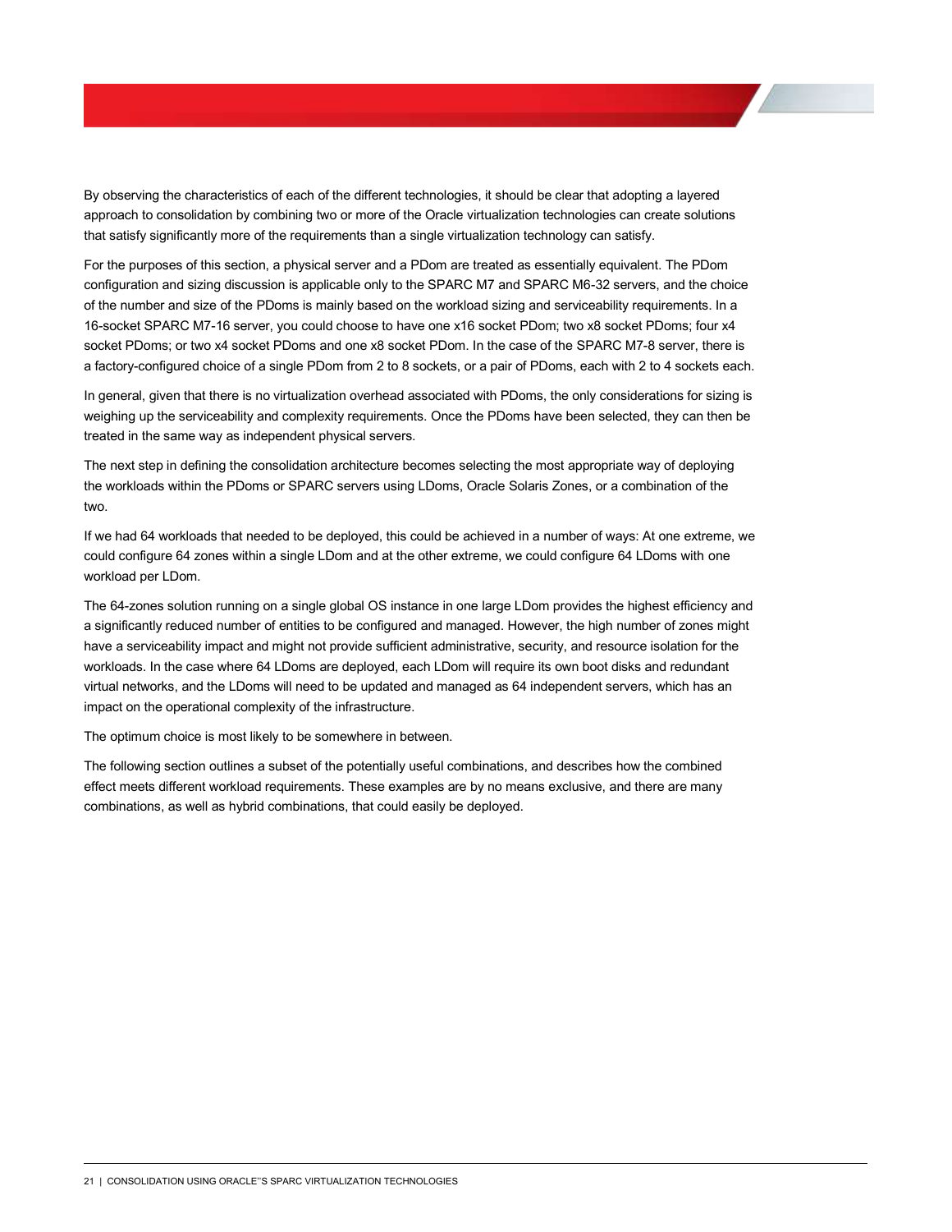By observing the characteristics of each of the different technologies, it should be clear that adopting a layered approach to consolidation by combining two or more of the Oracle virtualization technologies can create solutions that satisfy significantly more of the requirements than a single virtualization technology can satisfy.

For the purposes of this section, a physical server and a PDom are treated as essentially equivalent. The PDom configuration and sizing discussion is applicable only to the SPARC M7 and SPARC M6-32 servers, and the choice of the number and size of the PDoms is mainly based on the workload sizing and serviceability requirements. In a 16-socket SPARC M7-16 server, you could choose to have one x16 socket PDom; two x8 socket PDoms; four x4 socket PDoms; or two x4 socket PDoms and one x8 socket PDom. In the case of the SPARC M7-8 server, there is a factory-configured choice of a single PDom from 2 to 8 sockets, or a pair of PDoms, each with 2 to 4 sockets each.

In general, given that there is no virtualization overhead associated with PDoms, the only considerations for sizing is weighing up the serviceability and complexity requirements. Once the PDoms have been selected, they can then be treated in the same way as independent physical servers.

The next step in defining the consolidation architecture becomes selecting the most appropriate way of deploying the workloads within the PDoms or SPARC servers using LDoms, Oracle Solaris Zones, or a combination of the two.

If we had 64 workloads that needed to be deployed, this could be achieved in a number of ways: At one extreme, we could configure 64 zones within a single LDom and at the other extreme, we could configure 64 LDoms with one workload per LDom.

The 64-zones solution running on a single global OS instance in one large LDom provides the highest efficiency and a significantly reduced number of entities to be configured and managed. However, the high number of zones might have a serviceability impact and might not provide sufficient administrative, security, and resource isolation for the workloads. In the case where 64 LDoms are deployed, each LDom will require its own boot disks and redundant virtual networks, and the LDoms will need to be updated and managed as 64 independent servers, which has an impact on the operational complexity of the infrastructure.

The optimum choice is most likely to be somewhere in between.

The following section outlines a subset of the potentially useful combinations, and describes how the combined effect meets different workload requirements. These examples are by no means exclusive, and there are many combinations, as well as hybrid combinations, that could easily be deployed.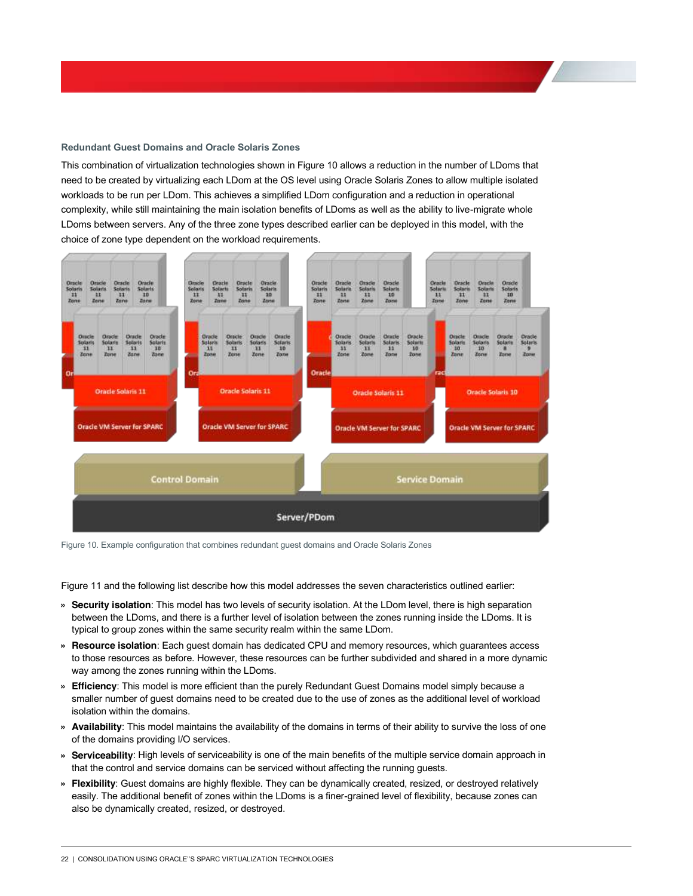### Redundant Guest Domains and Oracle Solaris Zones

This combination of virtualization technologies shown in Figure 10 allows a reduction in the number of LDoms that need to be created by virtualizing each LDom at the OS level using Oracle Solaris Zones to allow multiple isolated workloads to be run per LDom. This achieves a simplified LDom configuration and a reduction in operational complexity, while still maintaining the main isolation benefits of LDoms as well as the ability to live-migrate whole LDoms between servers. Any of the three zone types described earlier can be deployed in this model, with the choice of zone type dependent on the workload requirements.

Figure 10. Example configuration that combines redundant guest domains and Oracle Solaris Zones

Figure 11 and the following list describe how this model addresses the seven characteristics outlined earlier:

- **Security isolation**: This model has two levels of security isolation. At the LDom level, there is high separation between the LDoms, and there is a further level of isolation between the zones running inside the LDoms. It is typical to group zones within the same security realm within the same LDom.
- **Resource isolation**: Each guest domain has dedicated CPU and memory resources, which guarantees access to those resources as before. However, these resources can be further subdivided and shared in a more dynamic way among the zones running within the LDoms.
- **Efficiency**: This model is more efficient than the purely Redundant Guest Domains model simply because a smaller number of guest domains need to be created due to the use of zones as the additional level of workload isolation within the domains.
- **Availability**: This model maintains the availability of the domains in terms of their ability to survive the loss of one of the domains providing I/O services.
- **Serviceability**: High levels of serviceability is one of the main benefits of the multiple service domain approach in that the control and service domains can be serviced without affecting the running guests.
- **Flexibility**: Guest domains are highly flexible. They can be dynamically created, resized, or destroyed relatively easily. The additional benefit of zones within the LDoms is a finer-grained level of flexibility, because zones can also be dynamically created, resized, or destroyed.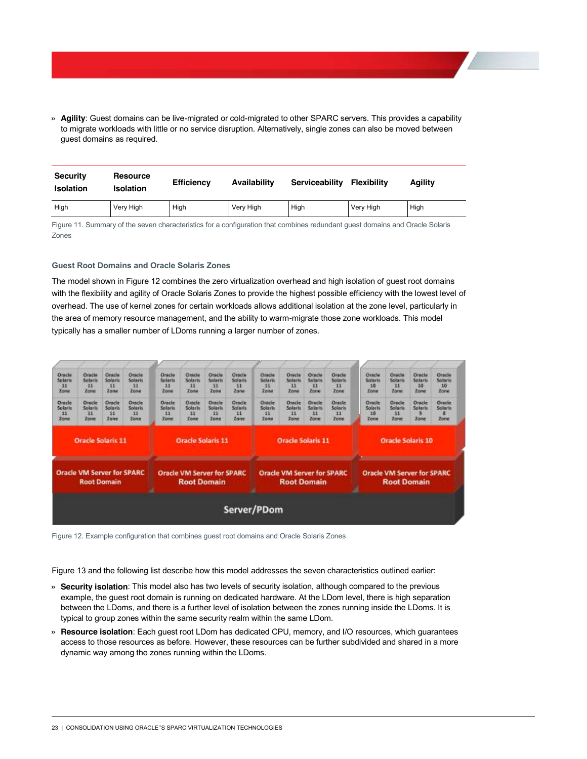» **Agility**: Guest domains can be live-migrated or cold-migrated to other SPARC servers. This provides a capability to migrate workloads with little or no service disruption. Alternatively, single zones can also be moved between guest domains as required.

| Security Isolation | Resource Isolation | Efficiency | Availability | Serviceability | Flexibility | Agility |
|---|---|---|---|---|---|---|
| High | Very High | High | Very High | High | Very High | High |

Figure 11. Summary of the seven characteristics for a configuration that combines redundant guest domains and Oracle Solaris Zones

### Guest Root Domains and Oracle Solaris Zones

The model shown in Figure 12 combines the zero virtualization overhead and high isolation of guest root domains with the flexibility and agility of Oracle Solaris Zones to provide the highest possible efficiency with the lowest level of overhead. The use of kernel zones for certain workloads allows additional isolation at the zone level, particularly in the area of memory resource management, and the ability to warm-migrate those zone workloads. This model typically has a smaller number of LDoms running a larger number of zones.

Figure 12. Example configuration that combines guest root domains and Oracle Solaris Zones

Figure 13 and the following list describe how this model addresses the seven characteristics outlined earlier:

» **Security isolation**: This model also has two levels of security isolation, although compared to the previous example, the guest root domain is running on dedicated hardware. At the LDom level, there is high separation between the LDoms, and there is a further level of isolation between the zones running inside the LDoms. It is typical to group zones within the same security realm within the same LDom.

» **Resource isolation**: Each guest root LDom has dedicated CPU, memory, and I/O resources, which guarantees access to those resources as before. However, these resources can be further subdivided and shared in a more dynamic way among the zones running within the LDoms.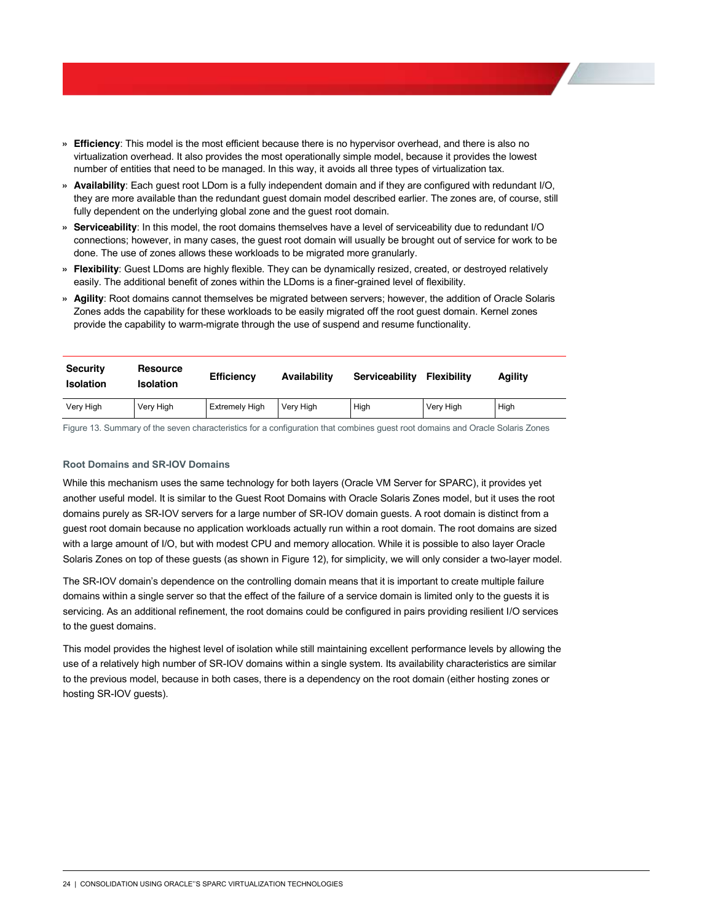- **Efficiency**: This model is the most efficient because there is no hypervisor overhead, and there is also no virtualization overhead. It also provides the most operationally simple model, because it provides the lowest number of entities that need to be managed. In this way, it avoids all three types of virtualization tax.
- **Availability**: Each guest root LDom is a fully independent domain and if they are configured with redundant I/O, they are more available than the redundant guest domain model described earlier. The zones are, of course, still fully dependent on the underlying global zone and the guest root domain.
- **Serviceability**: In this model, the root domains themselves have a level of serviceability due to redundant I/O connections; however, in many cases, the guest root domain will usually be brought out of service for work to be done. The use of zones allows these workloads to be migrated more granularly.
- **Flexibility**: Guest LDoms are highly flexible. They can be dynamically resized, created, or destroyed relatively easily. The additional benefit of zones within the LDoms is a finer-grained level of flexibility.
- **Agility**: Root domains cannot themselves be migrated between servers; however, the addition of Oracle Solaris Zones adds the capability for these workloads to be easily migrated off the root guest domain. Kernel zones provide the capability to warm-migrate through the use of suspend and resume functionality.

| Security Isolation | Resource Isolation | Efficiency | Availability | Serviceability | Flexibility | Agility |
|---|---|---|---|---|---|---|
| Very High | Very High | Extremely High | Very High | High | Very High | High |

Figure 13. Summary of the seven characteristics for a configuration that combines guest root domains and Oracle Solaris Zones

#### Root Domains and SR-IOV Domains

While this mechanism uses the same technology for both layers (Oracle VM Server for SPARC), it provides yet another useful model. It is similar to the Guest Root Domains with Oracle Solaris Zones model, but it uses the root domains purely as SR-IOV servers for a large number of SR-IOV domain guests. A root domain is distinct from a guest root domain because no application workloads actually run within a root domain. The root domains are sized with a large amount of I/O, but with modest CPU and memory allocation. While it is possible to also layer Oracle Solaris Zones on top of these guests (as shown in Figure 12), for simplicity, we will only consider a two-layer model.

The SR-IOV domain's dependence on the controlling domain means that it is important to create multiple failure domains within a single server so that the effect of the failure of a service domain is limited only to the guests it is servicing. As an additional refinement, the root domains could be configured in pairs providing resilient I/O services to the guest domains.

This model provides the highest level of isolation while still maintaining excellent performance levels by allowing the use of a relatively high number of SR-IOV domains within a single system. Its availability characteristics are similar to the previous model, because in both cases, there is a dependency on the root domain (either hosting zones or hosting SR-IOV guests).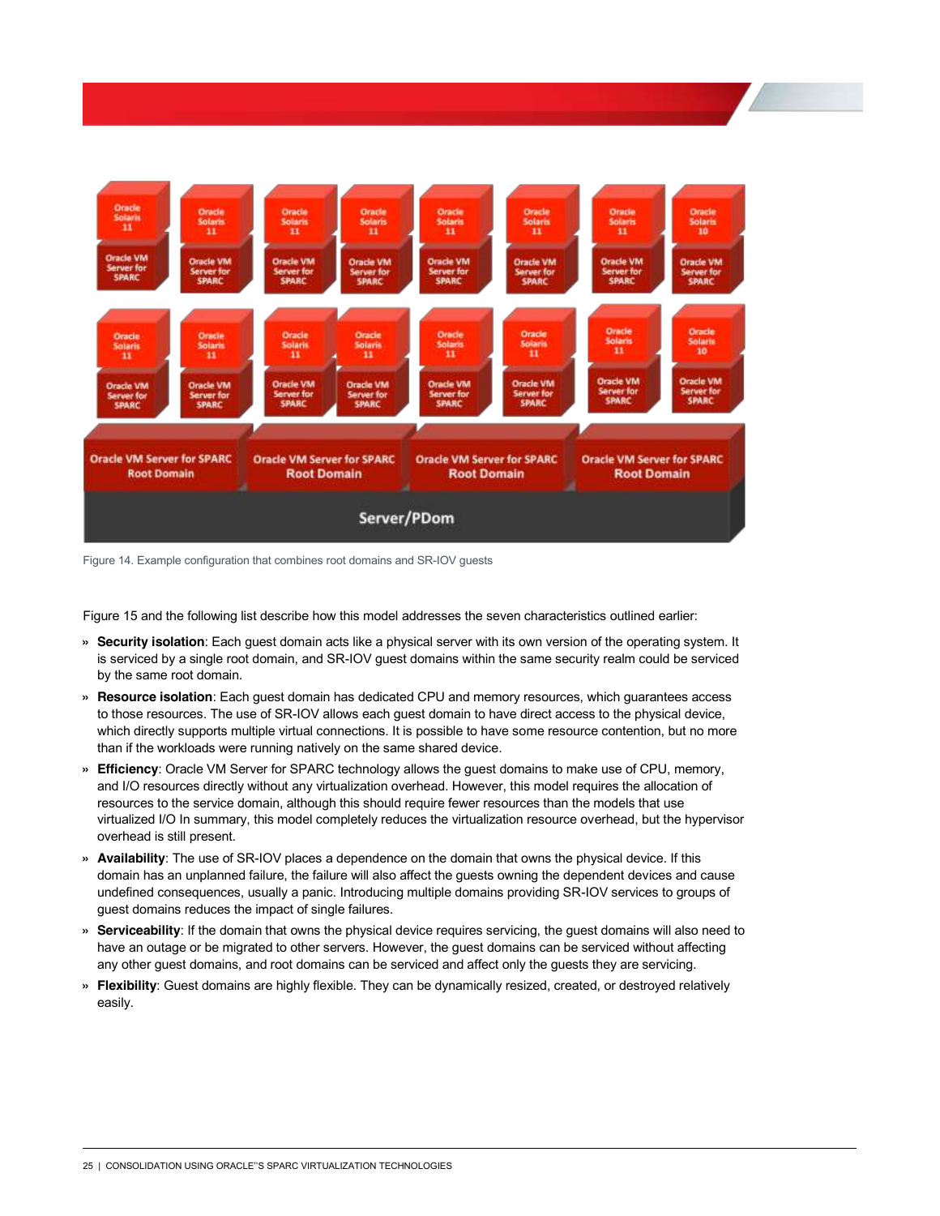Figure 14. Example configuration that combines root domains and SR-IOV guests

Figure 15 and the following list describe how this model addresses the seven characteristics outlined earlier:

- **Security isolation**: Each guest domain acts like a physical server with its own version of the operating system. It is serviced by a single root domain, and SR-IOV guest domains within the same security realm could be serviced by the same root domain.
- **Resource isolation**: Each guest domain has dedicated CPU and memory resources, which guarantees access to those resources. The use of SR-IOV allows each guest domain to have direct access to the physical device, which directly supports multiple virtual connections. It is possible to have some resource contention, but no more than if the workloads were running natively on the same shared device.
- **Efficiency**: Oracle VM Server for SPARC technology allows the guest domains to make use of CPU, memory, and I/O resources directly without any virtualization overhead. However, this model requires the allocation of resources to the service domain, although this should require fewer resources than the models that use virtualized I/O In summary, this model completely reduces the virtualization resource overhead, but the hypervisor overhead is still present.
- **Availability**: The use of SR-IOV places a dependence on the domain that owns the physical device. If this domain has an unplanned failure, the failure will also affect the guests owning the dependent devices and cause undefined consequences, usually a panic. Introducing multiple domains providing SR-IOV services to groups of guest domains reduces the impact of single failures.
- **Serviceability**: If the domain that owns the physical device requires servicing, the guest domains will also need to have an outage or be migrated to other servers. However, the guest domains can be serviced without affecting any other guest domains, and root domains can be serviced and affect only the guests they are servicing.
- **Flexibility**: Guest domains are highly flexible. They can be dynamically resized, created, or destroyed relatively easily.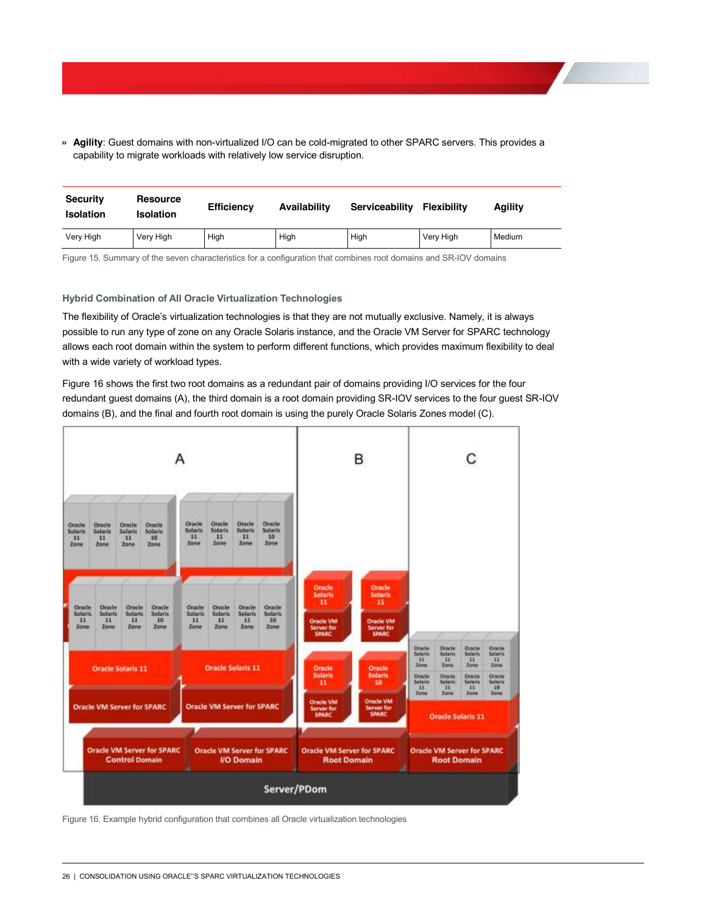» **Agility**: Guest domains with non-virtualized I/O can be cold-migrated to other SPARC servers. This provides a capability to migrate workloads with relatively low service disruption.

| Security Isolation | Resource Isolation | Efficiency | Availability | Serviceability | Flexibility | Agility |
|---|---|---|---|---|---|---|
| Very High | Very High | High | High | High | Very High | Medium |

Figure 15. Summary of the seven characteristics for a configuration that combines root domains and SR-IOV domains

### Hybrid Combination of All Oracle Virtualization Technologies

The flexibility of Oracle's virtualization technologies is that they are not mutually exclusive. Namely, it is always possible to run any type of zone on any Oracle Solaris instance, and the Oracle VM Server for SPARC technology allows each root domain within the system to perform different functions, which provides maximum flexibility to deal with a wide variety of workload types.

Figure 16 shows the first two root domains as a redundant pair of domains providing I/O services for the four redundant guest domains (A), the third domain is a root domain providing SR-IOV services to the four guest SR-IOV domains (B), and the final and fourth root domain is using the purely Oracle Solaris Zones model (C).

Figure 16. Example hybrid configuration that combines all Oracle virtualization technologies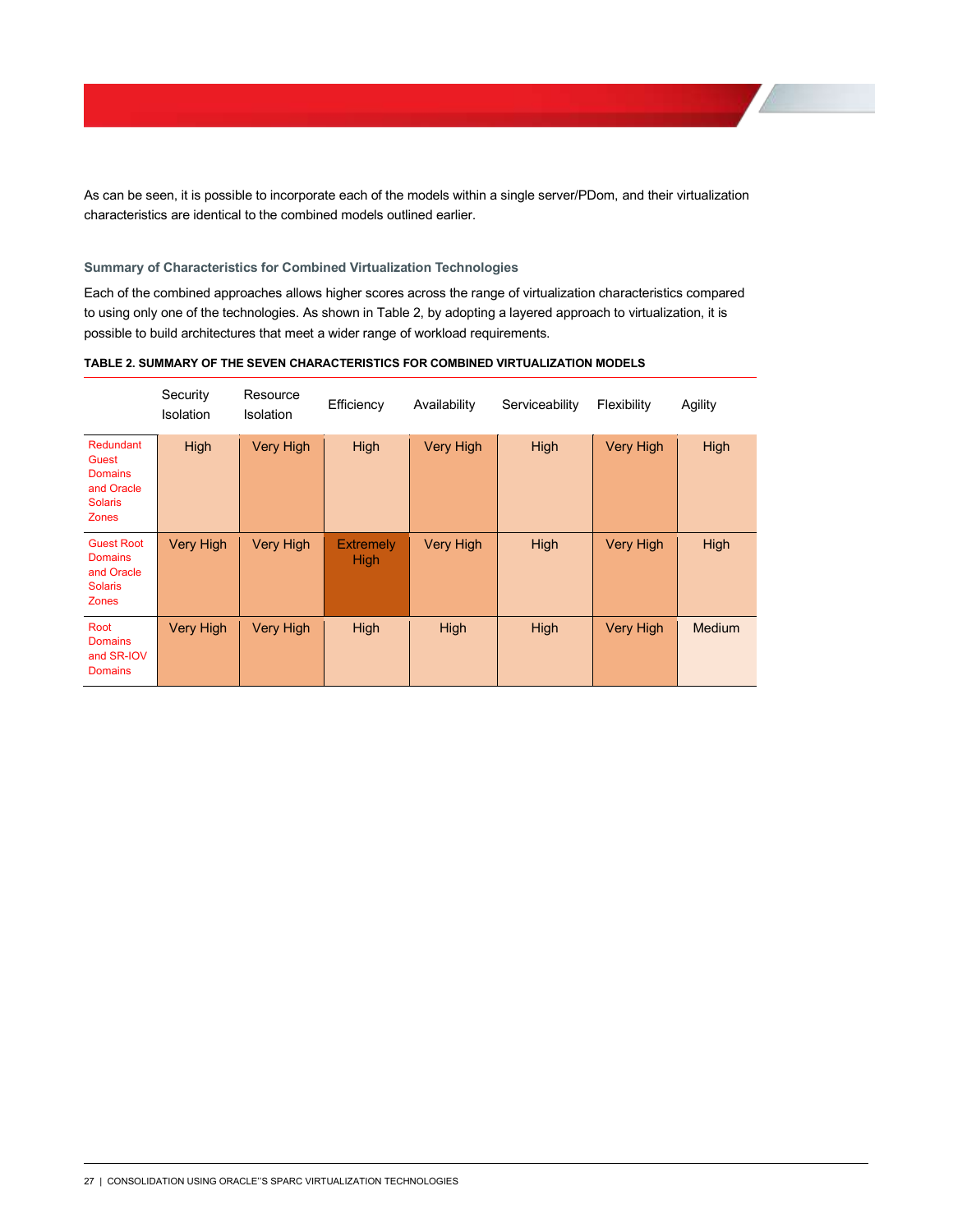As can be seen, it is possible to incorporate each of the models within a single server/PDom, and their virtualization characteristics are identical to the combined models outlined earlier.

### Summary of Characteristics for Combined Virtualization Technologies

Each of the combined approaches allows higher scores across the range of virtualization characteristics compared to using only one of the technologies. As shown in Table 2, by adopting a layered approach to virtualization, it is possible to build architectures that meet a wider range of workload requirements.

**TABLE 2. SUMMARY OF THE SEVEN CHARACTERISTICS FOR COMBINED VIRTUALIZATION MODELS**

| | Security Isolation | Resource Isolation | Efficiency | Availability | Serviceability | Flexibility | Agility |
|---|---|---|---|---|---|---|---|
| Redundant Guest Domains and Oracle Solaris Zones | High | Very High | High | Very High | High | Very High | High |
| Guest Root Domains and Oracle Solaris Zones | Very High | Very High | Extremely High | Very High | High | Very High | High |
| Root Domains and SR-IOV Domains | Very High | Very High | High | High | High | Very High | Medium |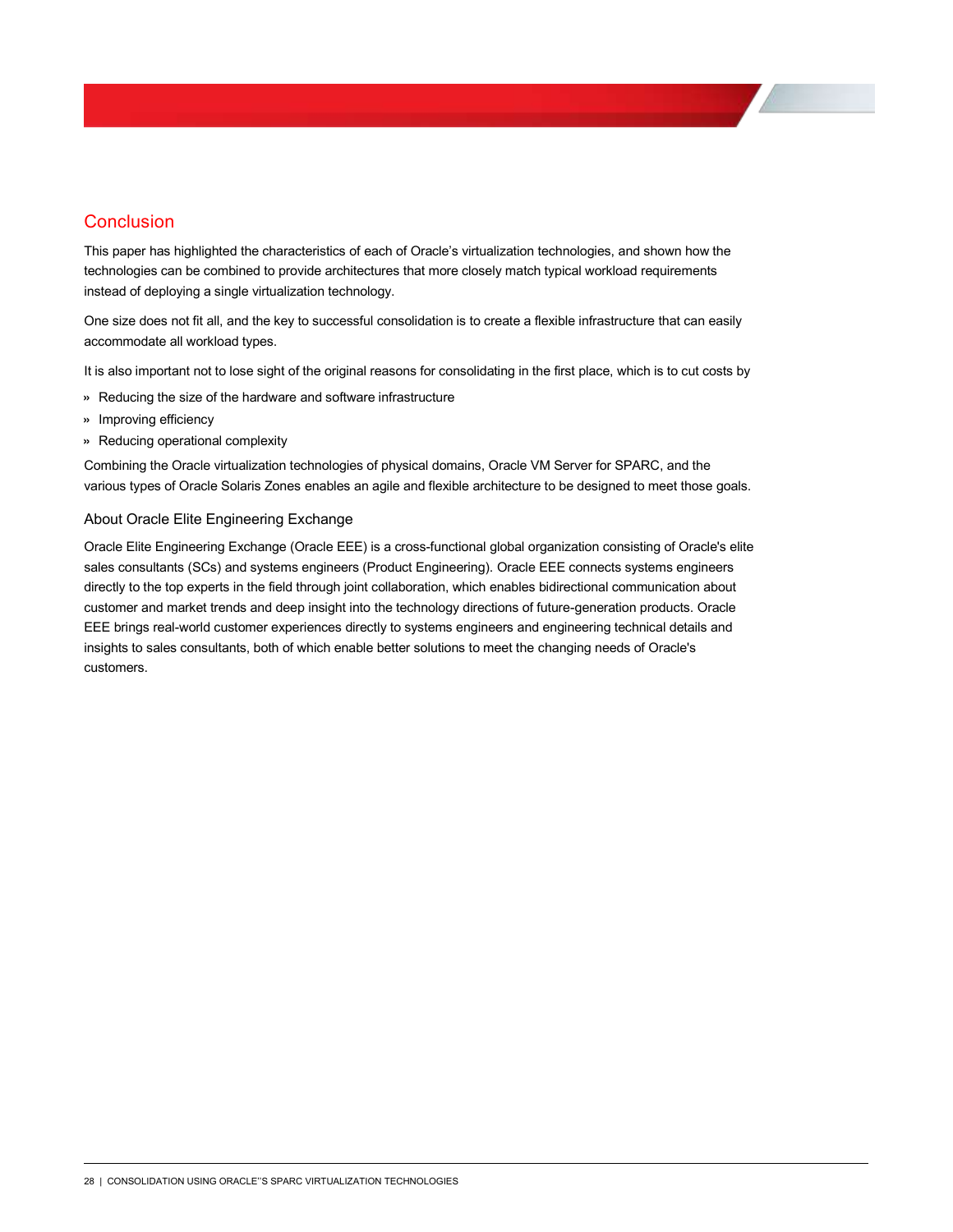## Conclusion

This paper has highlighted the characteristics of each of Oracle’s virtualization technologies, and shown how the technologies can be combined to provide architectures that more closely match typical workload requirements instead of deploying a single virtualization technology.

One size does not fit all, and the key to successful consolidation is to create a flexible infrastructure that can easily accommodate all workload types.

It is also important not to lose sight of the original reasons for consolidating in the first place, which is to cut costs by

- Reducing the size of the hardware and software infrastructure
- Improving efficiency
- Reducing operational complexity

Combining the Oracle virtualization technologies of physical domains, Oracle VM Server for SPARC, and the various types of Oracle Solaris Zones enables an agile and flexible architecture to be designed to meet those goals.

### About Oracle Elite Engineering Exchange

Oracle Elite Engineering Exchange (Oracle EEE) is a cross-functional global organization consisting of Oracle's elite sales consultants (SCs) and systems engineers (Product Engineering). Oracle EEE connects systems engineers directly to the top experts in the field through joint collaboration, which enables bidirectional communication about customer and market trends and deep insight into the technology directions of future-generation products. Oracle EEE brings real-world customer experiences directly to systems engineers and engineering technical details and insights to sales consultants, both of which enable better solutions to meet the changing needs of Oracle's customers.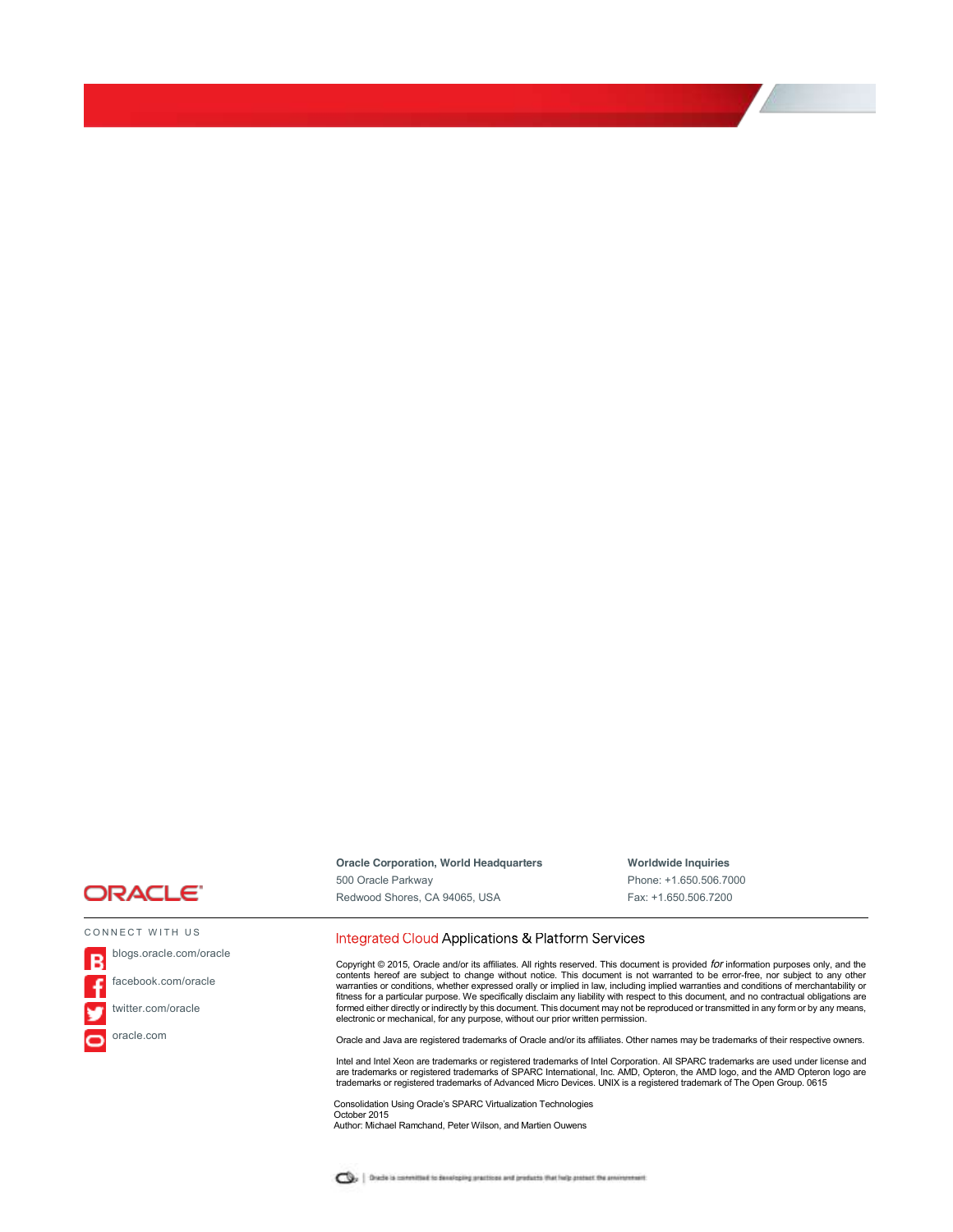ORACLE

**Oracle Corporation, World Headquarters**
500 Oracle Parkway
Redwood Shores, CA 94065, USA

**Worldwide Inquiries**
Phone: +1.650.506.7000
Fax: +1.650.506.7200

CONNECT WITH US

blogs.oracle.com/oracle

facebook.com/oracle

twitter.com/oracle

oracle.com

Integrated Cloud Applications & Platform Services

Copyright © 2015, Oracle and/or its affiliates. All rights reserved. This document is provided *for* information purposes only, and the contents hereof are subject to change without notice. This document is not warranted to be error-free, nor subject to any other warranties or conditions, whether expressed orally or implied in law, including implied warranties and conditions of merchantability or fitness for a particular purpose. We specifically disclaim any liability with respect to this document, and no contractual obligations are formed either directly or indirectly by this document. This document may not be reproduced or transmitted in any form or by any means, electronic or mechanical, for any purpose, without our prior written permission.

Oracle and Java are registered trademarks of Oracle and/or its affiliates. Other names may be trademarks of their respective owners.

Intel and Intel Xeon are trademarks or registered trademarks of Intel Corporation. All SPARC trademarks are used under license and are trademarks or registered trademarks of SPARC International, Inc. AMD, Opteron, the AMD logo, and the AMD Opteron logo are trademarks or registered trademarks of Advanced Micro Devices. UNIX is a registered trademark of The Open Group. 0615

Consolidation Using Oracle's SPARC Virtualization Technologies
October 2015
Author: Michael Ramchand, Peter Wilson, and Martien Ouwens

Oracle is committed to developing practices and products that help protect the environment